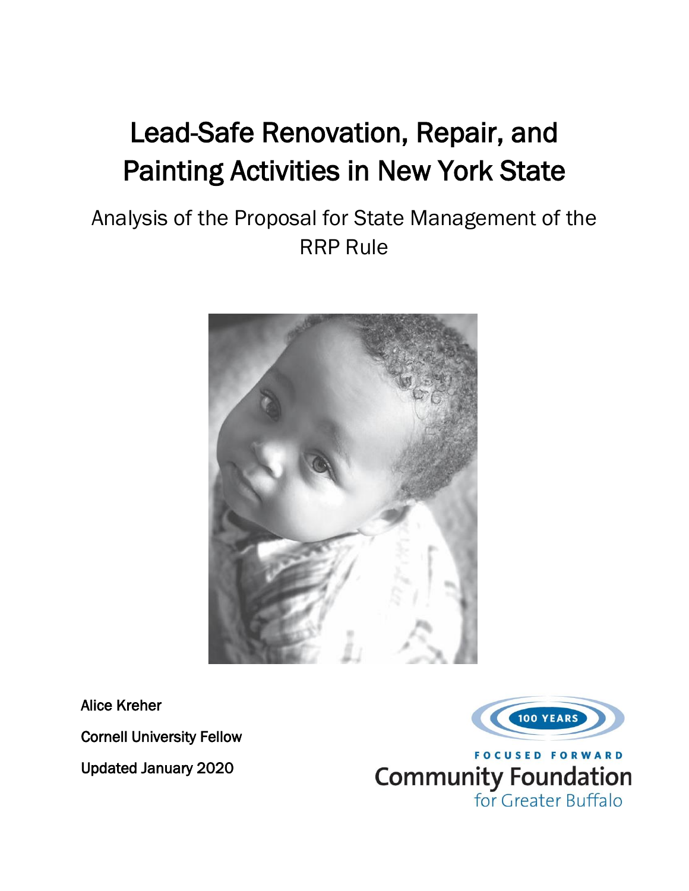# Lead-Safe Renovation, Repair, and Painting Activities in New York State

## Analysis of the Proposal for State Management of the RRP Rule

Alice Kreher

Cornell University Fellow

Updated January 2020

100 YEARS

FOCUSED FORWARD

Community Foundation for Greater Buffalo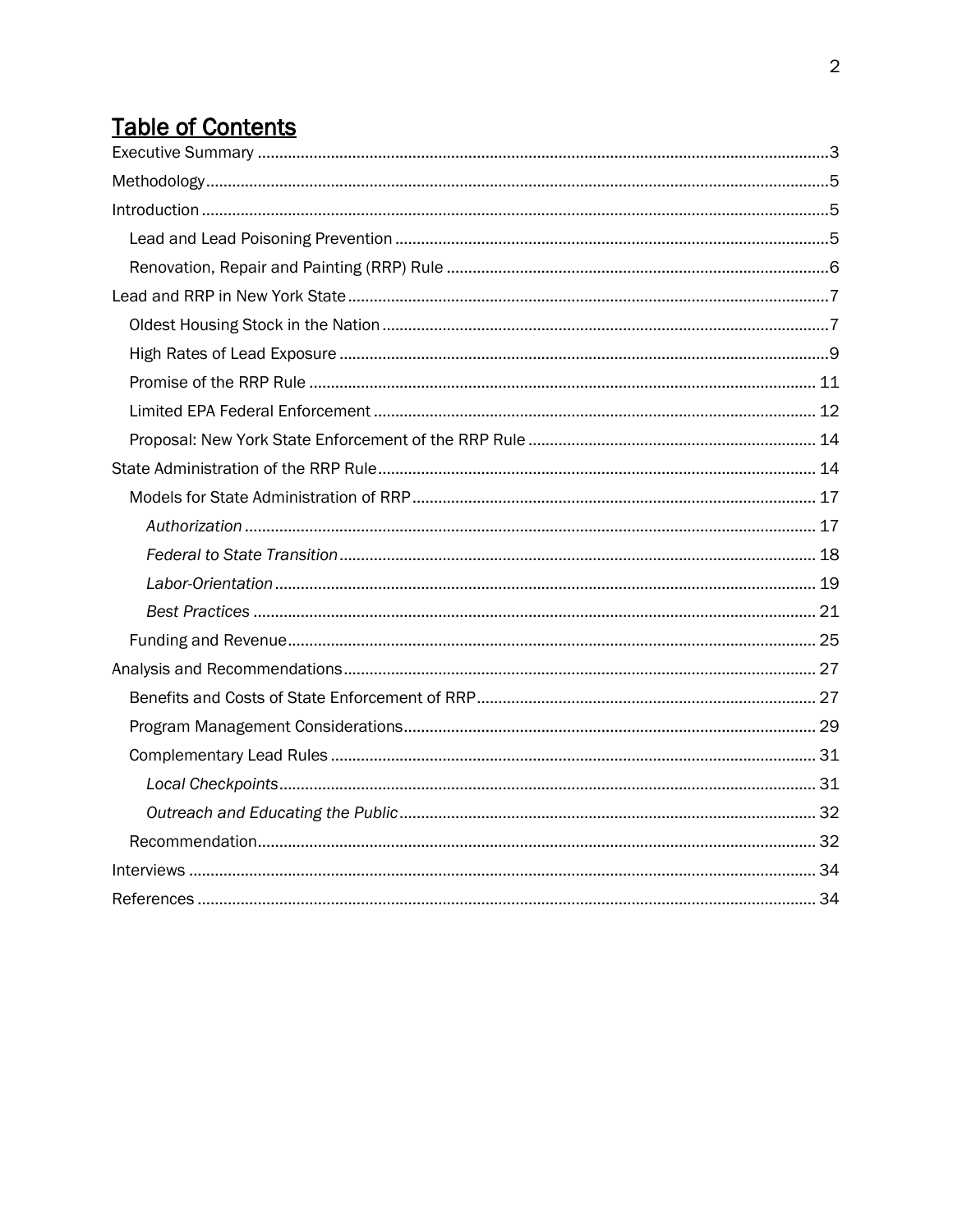# Table of Contents

Executive Summary ........................................................ 3
Methodology ........................................................ 5
Introduction ........................................................ 5
- Lead and Lead Poisoning Prevention ........................................................ 5
- Renovation, Repair and Painting (RRP) Rule ........................................................ 6

Lead and RRP in New York State ........................................................ 7
- Oldest Housing Stock in the Nation ........................................................ 7
- High Rates of Lead Exposure ........................................................ 9
- Promise of the RRP Rule ........................................................ 11
- Limited EPA Federal Enforcement ........................................................ 12
- Proposal: New York State Enforcement of the RRP Rule ........................................................ 14

State Administration of the RRP Rule ........................................................ 14
- Models for State Administration of RRP ........................................................ 17
  - *Authorization* ........................................................ 17
  - *Federal to State Transition* ........................................................ 18
  - *Labor-Orientation* ........................................................ 19
  - *Best Practices* ........................................................ 21
- Funding and Revenue ........................................................ 25

Analysis and Recommendations ........................................................ 27
- Benefits and Costs of State Enforcement of RRP ........................................................ 27
- Program Management Considerations ........................................................ 29
- Complementary Lead Rules ........................................................ 31
  - *Local Checkpoints* ........................................................ 31
  - *Outreach and Educating the Public* ........................................................ 32
- Recommendation ........................................................ 32

Interviews ........................................................ 34
References ........................................................ 34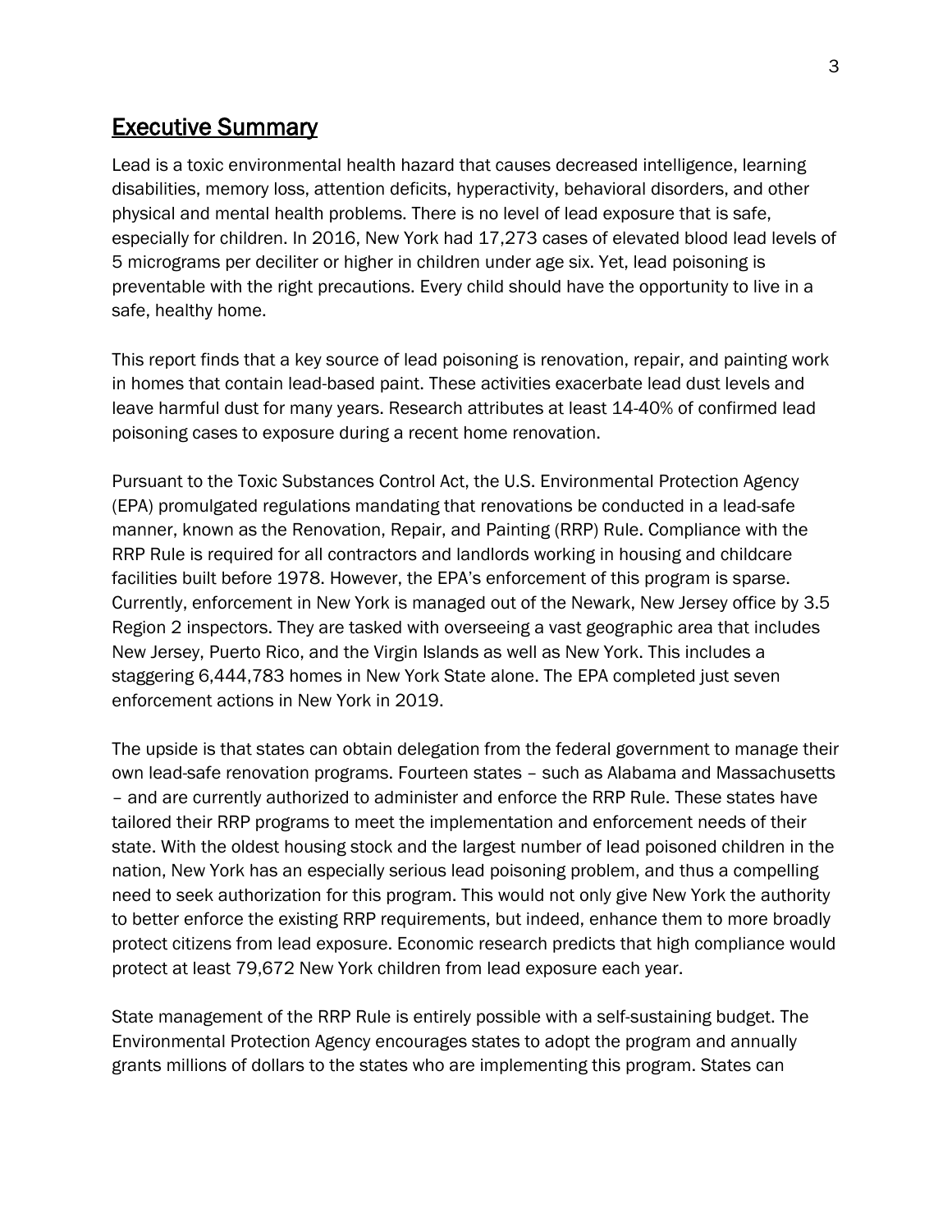## Executive Summary

Lead is a toxic environmental health hazard that causes decreased intelligence, learning disabilities, memory loss, attention deficits, hyperactivity, behavioral disorders, and other physical and mental health problems. There is no level of lead exposure that is safe, especially for children. In 2016, New York had 17,273 cases of elevated blood lead levels of 5 micrograms per deciliter or higher in children under age six. Yet, lead poisoning is preventable with the right precautions. Every child should have the opportunity to live in a safe, healthy home.

This report finds that a key source of lead poisoning is renovation, repair, and painting work in homes that contain lead-based paint. These activities exacerbate lead dust levels and leave harmful dust for many years. Research attributes at least 14-40% of confirmed lead poisoning cases to exposure during a recent home renovation.

Pursuant to the Toxic Substances Control Act, the U.S. Environmental Protection Agency (EPA) promulgated regulations mandating that renovations be conducted in a lead-safe manner, known as the Renovation, Repair, and Painting (RRP) Rule. Compliance with the RRP Rule is required for all contractors and landlords working in housing and childcare facilities built before 1978. However, the EPA's enforcement of this program is sparse. Currently, enforcement in New York is managed out of the Newark, New Jersey office by 3.5 Region 2 inspectors. They are tasked with overseeing a vast geographic area that includes New Jersey, Puerto Rico, and the Virgin Islands as well as New York. This includes a staggering 6,444,783 homes in New York State alone. The EPA completed just seven enforcement actions in New York in 2019.

The upside is that states can obtain delegation from the federal government to manage their own lead-safe renovation programs. Fourteen states – such as Alabama and Massachusetts – and are currently authorized to administer and enforce the RRP Rule. These states have tailored their RRP programs to meet the implementation and enforcement needs of their state. With the oldest housing stock and the largest number of lead poisoned children in the nation, New York has an especially serious lead poisoning problem, and thus a compelling need to seek authorization for this program. This would not only give New York the authority to better enforce the existing RRP requirements, but indeed, enhance them to more broadly protect citizens from lead exposure. Economic research predicts that high compliance would protect at least 79,672 New York children from lead exposure each year.

State management of the RRP Rule is entirely possible with a self-sustaining budget. The Environmental Protection Agency encourages states to adopt the program and annually grants millions of dollars to the states who are implementing this program. States can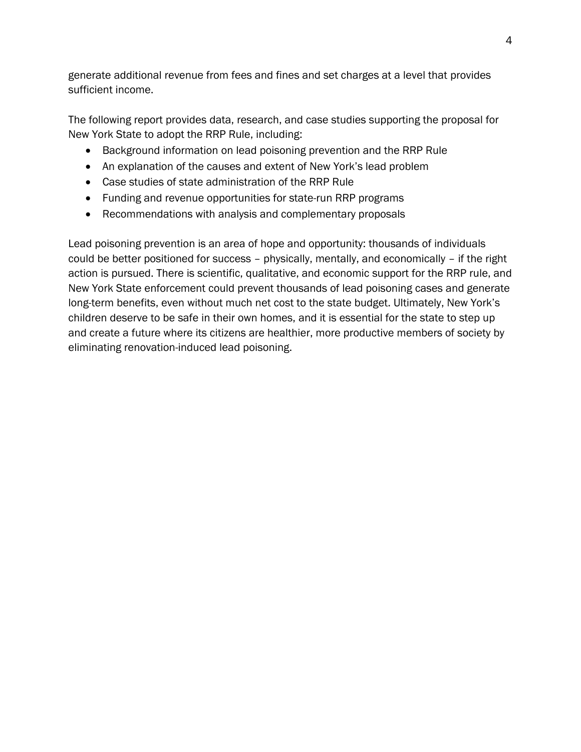generate additional revenue from fees and fines and set charges at a level that provides sufficient income.

The following report provides data, research, and case studies supporting the proposal for New York State to adopt the RRP Rule, including:

- Background information on lead poisoning prevention and the RRP Rule
- An explanation of the causes and extent of New York's lead problem
- Case studies of state administration of the RRP Rule
- Funding and revenue opportunities for state-run RRP programs
- Recommendations with analysis and complementary proposals

Lead poisoning prevention is an area of hope and opportunity: thousands of individuals could be better positioned for success – physically, mentally, and economically – if the right action is pursued. There is scientific, qualitative, and economic support for the RRP rule, and New York State enforcement could prevent thousands of lead poisoning cases and generate long-term benefits, even without much net cost to the state budget. Ultimately, New York's children deserve to be safe in their own homes, and it is essential for the state to step up and create a future where its citizens are healthier, more productive members of society by eliminating renovation-induced lead poisoning.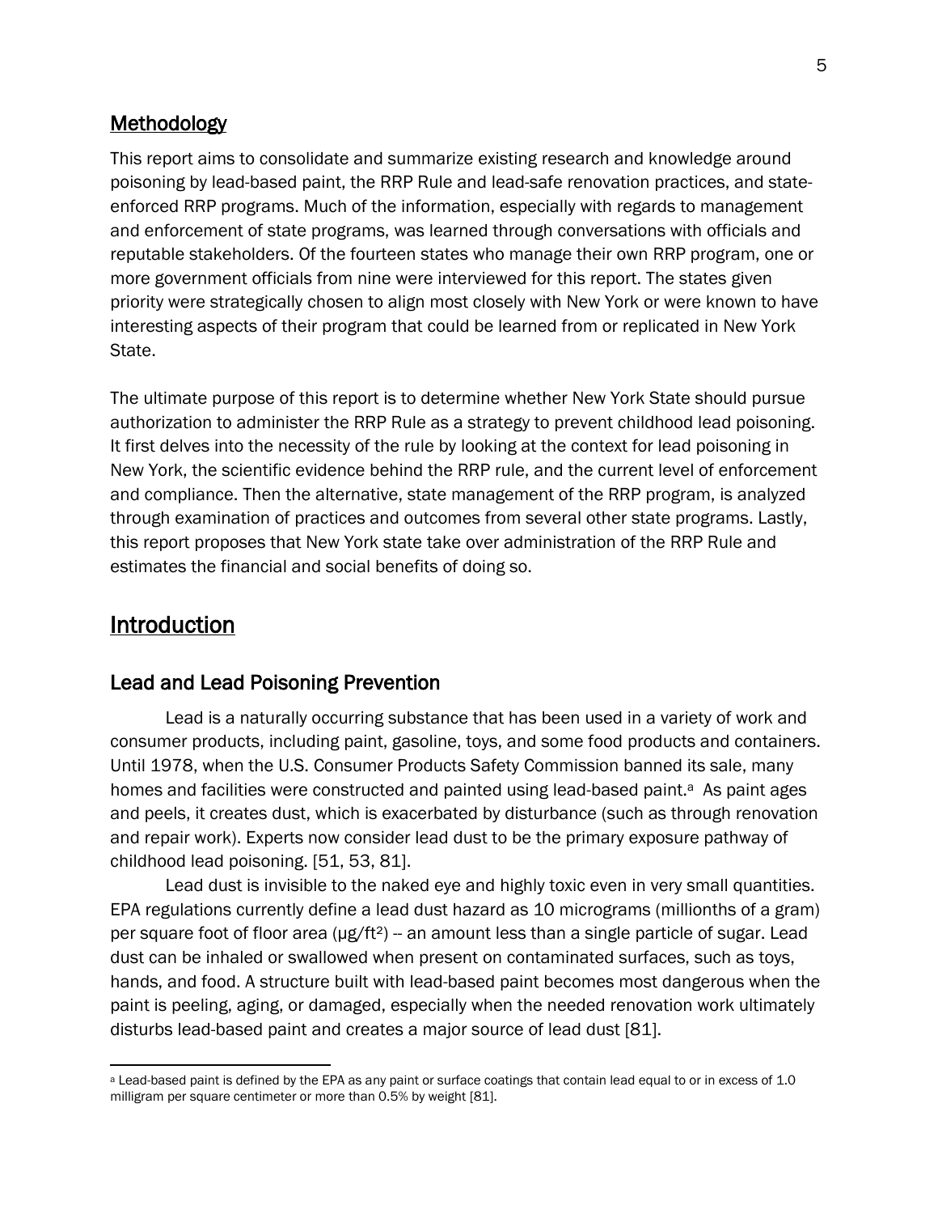## Methodology

This report aims to consolidate and summarize existing research and knowledge around poisoning by lead-based paint, the RRP Rule and lead-safe renovation practices, and state-enforced RRP programs. Much of the information, especially with regards to management and enforcement of state programs, was learned through conversations with officials and reputable stakeholders. Of the fourteen states who manage their own RRP program, one or more government officials from nine were interviewed for this report. The states given priority were strategically chosen to align most closely with New York or were known to have interesting aspects of their program that could be learned from or replicated in New York State.

The ultimate purpose of this report is to determine whether New York State should pursue authorization to administer the RRP Rule as a strategy to prevent childhood lead poisoning. It first delves into the necessity of the rule by looking at the context for lead poisoning in New York, the scientific evidence behind the RRP rule, and the current level of enforcement and compliance. Then the alternative, state management of the RRP program, is analyzed through examination of practices and outcomes from several other state programs. Lastly, this report proposes that New York state take over administration of the RRP Rule and estimates the financial and social benefits of doing so.

# Introduction

## Lead and Lead Poisoning Prevention

Lead is a naturally occurring substance that has been used in a variety of work and consumer products, including paint, gasoline, toys, and some food products and containers. Until 1978, when the U.S. Consumer Products Safety Commission banned its sale, many homes and facilities were constructed and painted using lead-based paint.[a] As paint ages and peels, it creates dust, which is exacerbated by disturbance (such as through renovation and repair work). Experts now consider lead dust to be the primary exposure pathway of childhood lead poisoning. [51, 53, 81].

Lead dust is invisible to the naked eye and highly toxic even in very small quantities. EPA regulations currently define a lead dust hazard as 10 micrograms (millionths of a gram) per square foot of floor area ($\mu g/ft^2$) -- an amount less than a single particle of sugar. Lead dust can be inhaled or swallowed when present on contaminated surfaces, such as toys, hands, and food. A structure built with lead-based paint becomes most dangerous when the paint is peeling, aging, or damaged, especially when the needed renovation work ultimately disturbs lead-based paint and creates a major source of lead dust [81].

---

[a] Lead-based paint is defined by the EPA as any paint or surface coatings that contain lead equal to or in excess of 1.0 milligram per square centimeter or more than 0.5% by weight [81].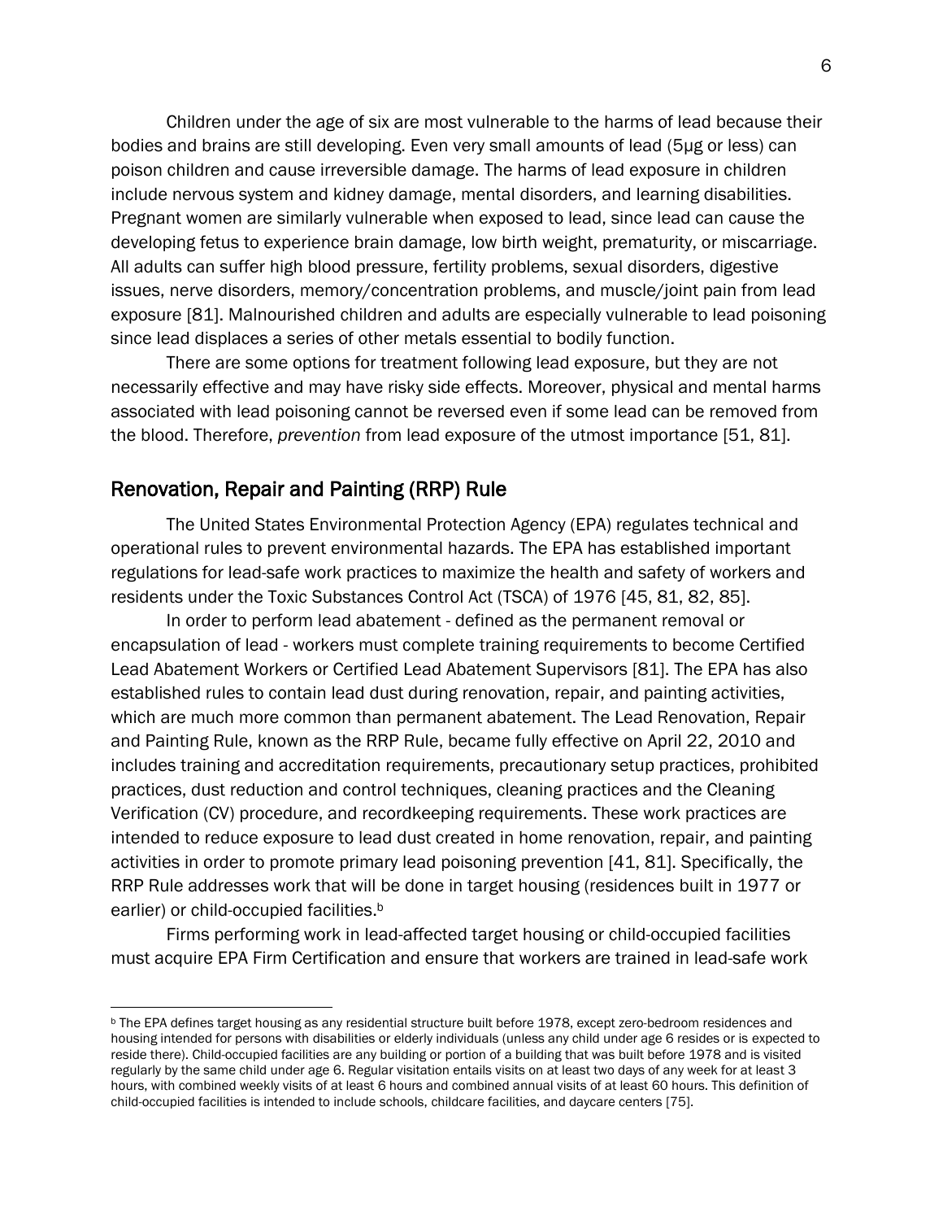Children under the age of six are most vulnerable to the harms of lead because their bodies and brains are still developing. Even very small amounts of lead (5μg or less) can poison children and cause irreversible damage. The harms of lead exposure in children include nervous system and kidney damage, mental disorders, and learning disabilities. Pregnant women are similarly vulnerable when exposed to lead, since lead can cause the developing fetus to experience brain damage, low birth weight, prematurity, or miscarriage. All adults can suffer high blood pressure, fertility problems, sexual disorders, digestive issues, nerve disorders, memory/concentration problems, and muscle/joint pain from lead exposure [81]. Malnourished children and adults are especially vulnerable to lead poisoning since lead displaces a series of other metals essential to bodily function.

There are some options for treatment following lead exposure, but they are not necessarily effective and may have risky side effects. Moreover, physical and mental harms associated with lead poisoning cannot be reversed even if some lead can be removed from the blood. Therefore, *prevention* from lead exposure of the utmost importance [51, 81].

## Renovation, Repair and Painting (RRP) Rule

The United States Environmental Protection Agency (EPA) regulates technical and operational rules to prevent environmental hazards. The EPA has established important regulations for lead-safe work practices to maximize the health and safety of workers and residents under the Toxic Substances Control Act (TSCA) of 1976 [45, 81, 82, 85].

In order to perform lead abatement - defined as the permanent removal or encapsulation of lead - workers must complete training requirements to become Certified Lead Abatement Workers or Certified Lead Abatement Supervisors [81]. The EPA has also established rules to contain lead dust during renovation, repair, and painting activities, which are much more common than permanent abatement. The Lead Renovation, Repair and Painting Rule, known as the RRP Rule, became fully effective on April 22, 2010 and includes training and accreditation requirements, precautionary setup practices, prohibited practices, dust reduction and control techniques, cleaning practices and the Cleaning Verification (CV) procedure, and recordkeeping requirements. These work practices are intended to reduce exposure to lead dust created in home renovation, repair, and painting activities in order to promote primary lead poisoning prevention [41, 81]. Specifically, the RRP Rule addresses work that will be done in target housing (residences built in 1977 or earlier) or child-occupied facilities.[b]

Firms performing work in lead-affected target housing or child-occupied facilities must acquire EPA Firm Certification and ensure that workers are trained in lead-safe work

[b] The EPA defines target housing as any residential structure built before 1978, except zero-bedroom residences and housing intended for persons with disabilities or elderly individuals (unless any child under age 6 resides or is expected to reside there). Child-occupied facilities are any building or portion of a building that was built before 1978 and is visited regularly by the same child under age 6. Regular visitation entails visits on at least two days of any week for at least 3 hours, with combined weekly visits of at least 6 hours and combined annual visits of at least 60 hours. This definition of child-occupied facilities is intended to include schools, childcare facilities, and daycare centers [75].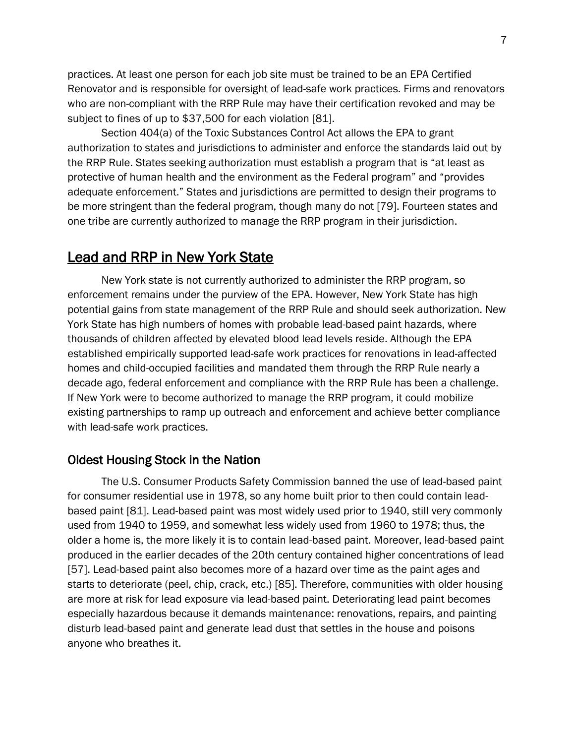practices. At least one person for each job site must be trained to be an EPA Certified Renovator and is responsible for oversight of lead-safe work practices. Firms and renovators who are non-compliant with the RRP Rule may have their certification revoked and may be subject to fines of up to $37,500 for each violation [81].

Section 404(a) of the Toxic Substances Control Act allows the EPA to grant authorization to states and jurisdictions to administer and enforce the standards laid out by the RRP Rule. States seeking authorization must establish a program that is "at least as protective of human health and the environment as the Federal program" and "provides adequate enforcement." States and jurisdictions are permitted to design their programs to be more stringent than the federal program, though many do not [79]. Fourteen states and one tribe are currently authorized to manage the RRP program in their jurisdiction.

## Lead and RRP in New York State

New York state is not currently authorized to administer the RRP program, so enforcement remains under the purview of the EPA. However, New York State has high potential gains from state management of the RRP Rule and should seek authorization. New York State has high numbers of homes with probable lead-based paint hazards, where thousands of children affected by elevated blood lead levels reside. Although the EPA established empirically supported lead-safe work practices for renovations in lead-affected homes and child-occupied facilities and mandated them through the RRP Rule nearly a decade ago, federal enforcement and compliance with the RRP Rule has been a challenge. If New York were to become authorized to manage the RRP program, it could mobilize existing partnerships to ramp up outreach and enforcement and achieve better compliance with lead-safe work practices.

### Oldest Housing Stock in the Nation

The U.S. Consumer Products Safety Commission banned the use of lead-based paint for consumer residential use in 1978, so any home built prior to then could contain lead-based paint [81]. Lead-based paint was most widely used prior to 1940, still very commonly used from 1940 to 1959, and somewhat less widely used from 1960 to 1978; thus, the older a home is, the more likely it is to contain lead-based paint. Moreover, lead-based paint produced in the earlier decades of the 20th century contained higher concentrations of lead [57]. Lead-based paint also becomes more of a hazard over time as the paint ages and starts to deteriorate (peel, chip, crack, etc.) [85]. Therefore, communities with older housing are more at risk for lead exposure via lead-based paint. Deteriorating lead paint becomes especially hazardous because it demands maintenance: renovations, repairs, and painting disturb lead-based paint and generate lead dust that settles in the house and poisons anyone who breathes it.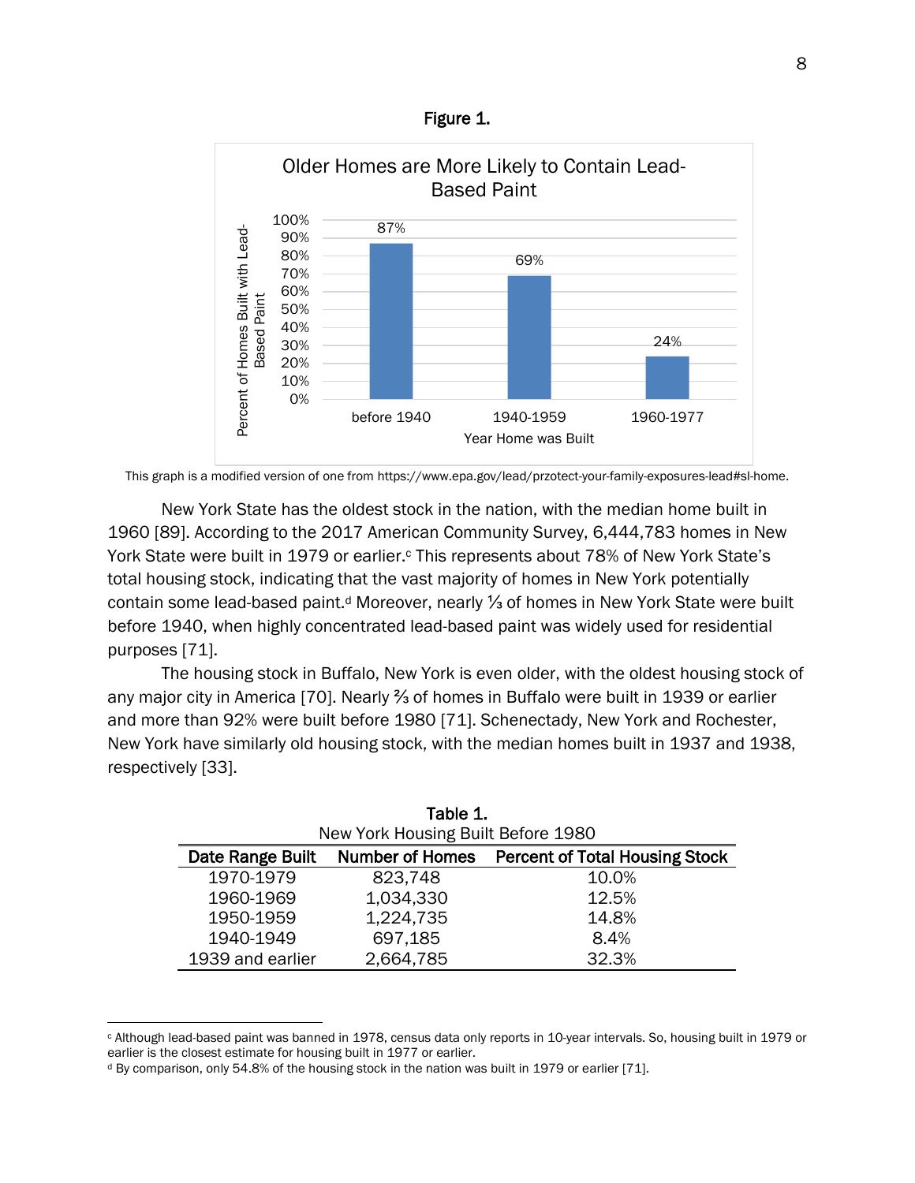**Figure 1.**

Older Homes are More Likely to Contain Lead-Based Paint

| Year Home was Built | Percent of Homes Built with Lead-Based Paint |
|---|---|
| before 1940 | 87% |
| 1940-1959 | 69% |
| 1960-1977 | 24% |

This graph is a modified version of one from https://www.epa.gov/lead/przotect-your-family-exposures-lead#sl-home.

New York State has the oldest stock in the nation, with the median home built in 1960 [89]. According to the 2017 American Community Survey, 6,444,783 homes in New York State were built in 1979 or earlier.[c] This represents about 78% of New York State's total housing stock, indicating that the vast majority of homes in New York potentially contain some lead-based paint.[d] Moreover, nearly ⅓ of homes in New York State were built before 1940, when highly concentrated lead-based paint was widely used for residential purposes [71].

The housing stock in Buffalo, New York is even older, with the oldest housing stock of any major city in America [70]. Nearly ⅔ of homes in Buffalo were built in 1939 or earlier and more than 92% were built before 1980 [71]. Schenectady, New York and Rochester, New York have similarly old housing stock, with the median homes built in 1937 and 1938, respectively [33].

**Table 1.**
New York Housing Built Before 1980

| Date Range Built | Number of Homes | Percent of Total Housing Stock |
|---|---|---|
| 1970-1979 | 823,748 | 10.0% |
| 1960-1969 | 1,034,330 | 12.5% |
| 1950-1959 | 1,224,735 | 14.8% |
| 1940-1949 | 697,185 | 8.4% |
| 1939 and earlier | 2,664,785 | 32.3% |

[c] Although lead-based paint was banned in 1978, census data only reports in 10-year intervals. So, housing built in 1979 or earlier is the closest estimate for housing built in 1977 or earlier.

[d] By comparison, only 54.8% of the housing stock in the nation was built in 1979 or earlier [71].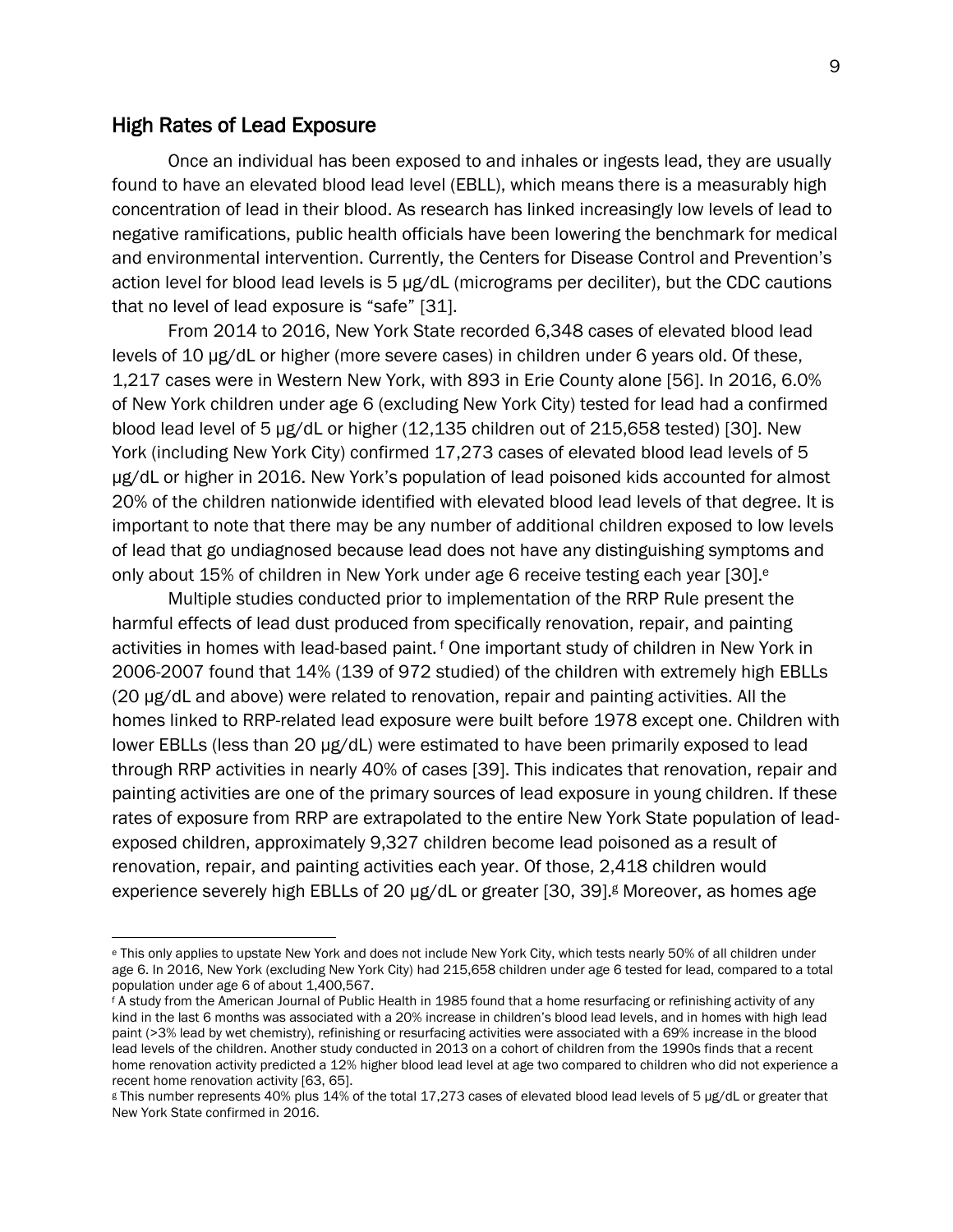## High Rates of Lead Exposure

Once an individual has been exposed to and inhales or ingests lead, they are usually found to have an elevated blood lead level (EBLL), which means there is a measurably high concentration of lead in their blood. As research has linked increasingly low levels of lead to negative ramifications, public health officials have been lowering the benchmark for medical and environmental intervention. Currently, the Centers for Disease Control and Prevention's action level for blood lead levels is 5 µg/dL (micrograms per deciliter), but the CDC cautions that no level of lead exposure is "safe" [31].

From 2014 to 2016, New York State recorded 6,348 cases of elevated blood lead levels of 10 µg/dL or higher (more severe cases) in children under 6 years old. Of these, 1,217 cases were in Western New York, with 893 in Erie County alone [56]. In 2016, 6.0% of New York children under age 6 (excluding New York City) tested for lead had a confirmed blood lead level of 5 µg/dL or higher (12,135 children out of 215,658 tested) [30]. New York (including New York City) confirmed 17,273 cases of elevated blood lead levels of 5 µg/dL or higher in 2016. New York's population of lead poisoned kids accounted for almost 20% of the children nationwide identified with elevated blood lead levels of that degree. It is important to note that there may be any number of additional children exposed to low levels of lead that go undiagnosed because lead does not have any distinguishing symptoms and only about 15% of children in New York under age 6 receive testing each year [30].[e]

Multiple studies conducted prior to implementation of the RRP Rule present the harmful effects of lead dust produced from specifically renovation, repair, and painting activities in homes with lead-based paint.[f] One important study of children in New York in 2006-2007 found that 14% (139 of 972 studied) of the children with extremely high EBLLs (20 µg/dL and above) were related to renovation, repair and painting activities. All the homes linked to RRP-related lead exposure were built before 1978 except one. Children with lower EBLLs (less than 20 µg/dL) were estimated to have been primarily exposed to lead through RRP activities in nearly 40% of cases [39]. This indicates that renovation, repair and painting activities are one of the primary sources of lead exposure in young children. If these rates of exposure from RRP are extrapolated to the entire New York State population of lead-exposed children, approximately 9,327 children become lead poisoned as a result of renovation, repair, and painting activities each year. Of those, 2,418 children would experience severely high EBLLs of 20 µg/dL or greater [30, 39].[g] Moreover, as homes age

---

[e] This only applies to upstate New York and does not include New York City, which tests nearly 50% of all children under age 6. In 2016, New York (excluding New York City) had 215,658 children under age 6 tested for lead, compared to a total population under age 6 of about 1,400,567.

[f] A study from the American Journal of Public Health in 1985 found that a home resurfacing or refinishing activity of any kind in the last 6 months was associated with a 20% increase in children's blood lead levels, and in homes with high lead paint (>3% lead by wet chemistry), refinishing or resurfacing activities were associated with a 69% increase in the blood lead levels of the children. Another study conducted in 2013 on a cohort of children from the 1990s finds that a recent home renovation activity predicted a 12% higher blood lead level at age two compared to children who did not experience a recent home renovation activity [63, 65].

[g] This number represents 40% plus 14% of the total 17,273 cases of elevated blood lead levels of 5 µg/dL or greater that New York State confirmed in 2016.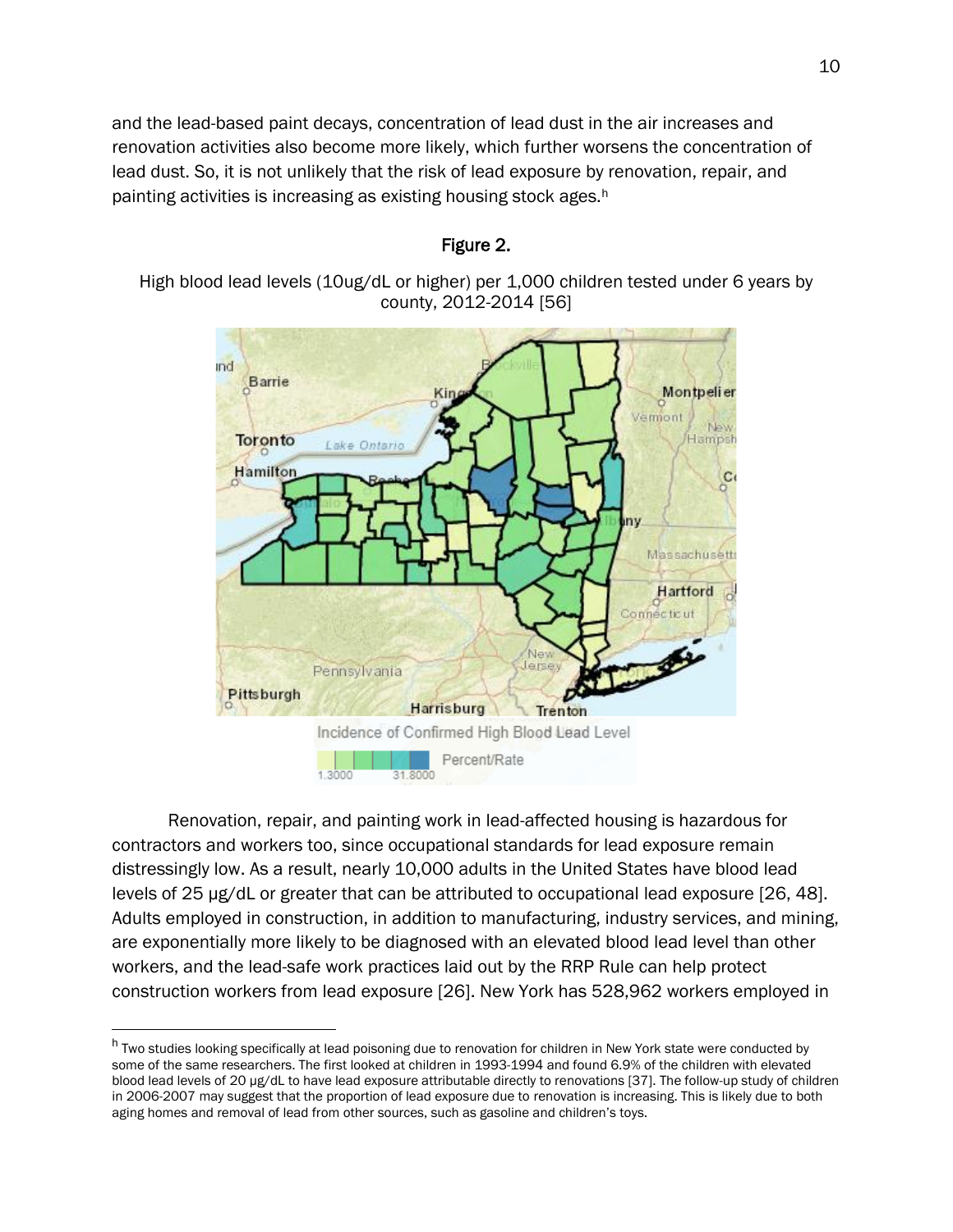and the lead-based paint decays, concentration of lead dust in the air increases and renovation activities also become more likely, which further worsens the concentration of lead dust. So, it is not unlikely that the risk of lead exposure by renovation, repair, and painting activities is increasing as existing housing stock ages.[h]

**Figure 2.**

High blood lead levels (10ug/dL or higher) per 1,000 children tested under 6 years by county, 2012-2014 [56]

Renovation, repair, and painting work in lead-affected housing is hazardous for contractors and workers too, since occupational standards for lead exposure remain distressingly low. As a result, nearly 10,000 adults in the United States have blood lead levels of 25 µg/dL or greater that can be attributed to occupational lead exposure [26, 48]. Adults employed in construction, in addition to manufacturing, industry services, and mining, are exponentially more likely to be diagnosed with an elevated blood lead level than other workers, and the lead-safe work practices laid out by the RRP Rule can help protect construction workers from lead exposure [26]. New York has 528,962 workers employed in

---

[h] Two studies looking specifically at lead poisoning due to renovation for children in New York state were conducted by some of the same researchers. The first looked at children in 1993-1994 and found 6.9% of the children with elevated blood lead levels of 20 µg/dL to have lead exposure attributable directly to renovations [37]. The follow-up study of children in 2006-2007 may suggest that the proportion of lead exposure due to renovation is increasing. This is likely due to both aging homes and removal of lead from other sources, such as gasoline and children's toys.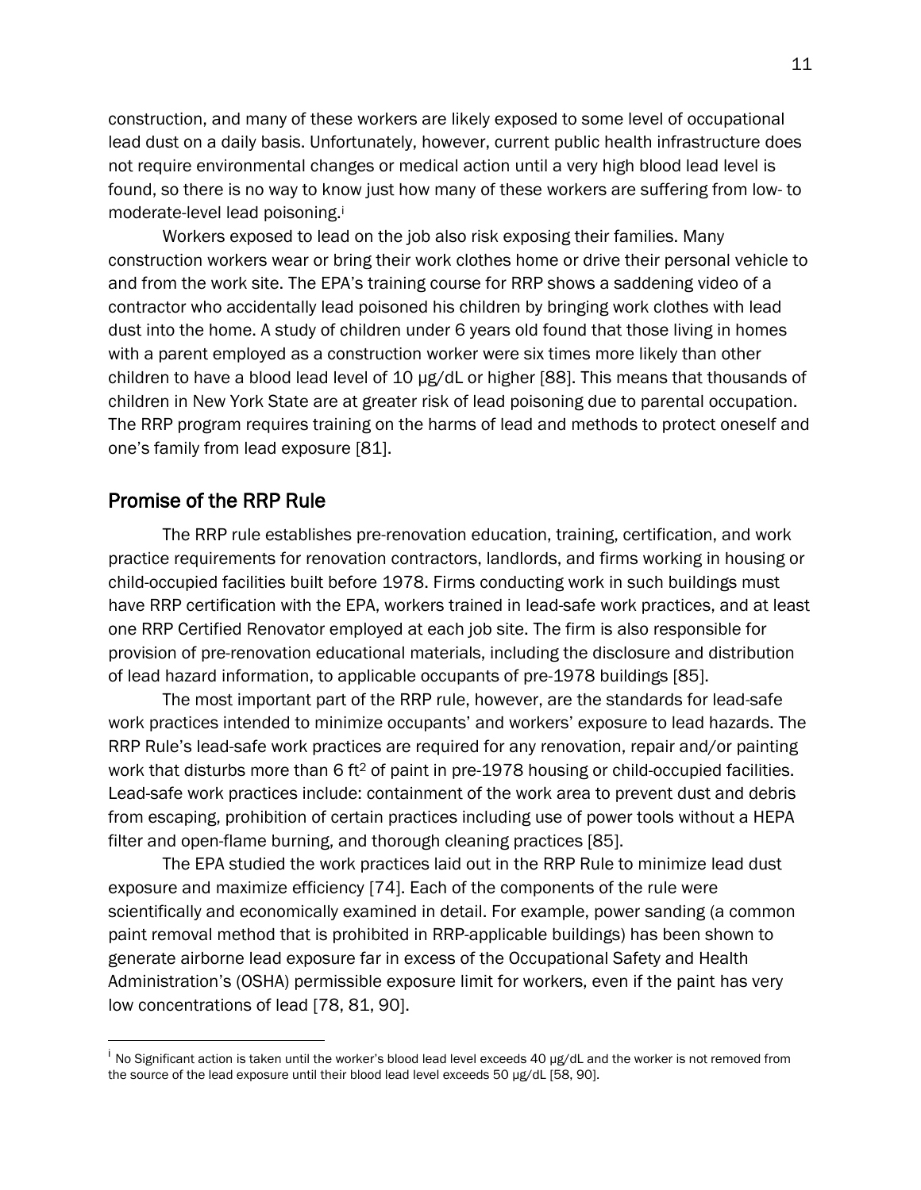construction, and many of these workers are likely exposed to some level of occupational lead dust on a daily basis. Unfortunately, however, current public health infrastructure does not require environmental changes or medical action until a very high blood lead level is found, so there is no way to know just how many of these workers are suffering from low- to moderate-level lead poisoning.[i]

Workers exposed to lead on the job also risk exposing their families. Many construction workers wear or bring their work clothes home or drive their personal vehicle to and from the work site. The EPA's training course for RRP shows a saddening video of a contractor who accidentally lead poisoned his children by bringing work clothes with lead dust into the home. A study of children under 6 years old found that those living in homes with a parent employed as a construction worker were six times more likely than other children to have a blood lead level of 10 μg/dL or higher [88]. This means that thousands of children in New York State are at greater risk of lead poisoning due to parental occupation. The RRP program requires training on the harms of lead and methods to protect oneself and one's family from lead exposure [81].

## Promise of the RRP Rule

The RRP rule establishes pre-renovation education, training, certification, and work practice requirements for renovation contractors, landlords, and firms working in housing or child-occupied facilities built before 1978. Firms conducting work in such buildings must have RRP certification with the EPA, workers trained in lead-safe work practices, and at least one RRP Certified Renovator employed at each job site. The firm is also responsible for provision of pre-renovation educational materials, including the disclosure and distribution of lead hazard information, to applicable occupants of pre-1978 buildings [85].

The most important part of the RRP rule, however, are the standards for lead-safe work practices intended to minimize occupants' and workers' exposure to lead hazards. The RRP Rule's lead-safe work practices are required for any renovation, repair and/or painting work that disturbs more than 6 $ft^2$ of paint in pre-1978 housing or child-occupied facilities. Lead-safe work practices include: containment of the work area to prevent dust and debris from escaping, prohibition of certain practices including use of power tools without a HEPA filter and open-flame burning, and thorough cleaning practices [85].

The EPA studied the work practices laid out in the RRP Rule to minimize lead dust exposure and maximize efficiency [74]. Each of the components of the rule were scientifically and economically examined in detail. For example, power sanding (a common paint removal method that is prohibited in RRP-applicable buildings) has been shown to generate airborne lead exposure far in excess of the Occupational Safety and Health Administration's (OSHA) permissible exposure limit for workers, even if the paint has very low concentrations of lead [78, 81, 90].

---

[i] No Significant action is taken until the worker's blood lead level exceeds 40 μg/dL and the worker is not removed from the source of the lead exposure until their blood lead level exceeds 50 μg/dL [58, 90].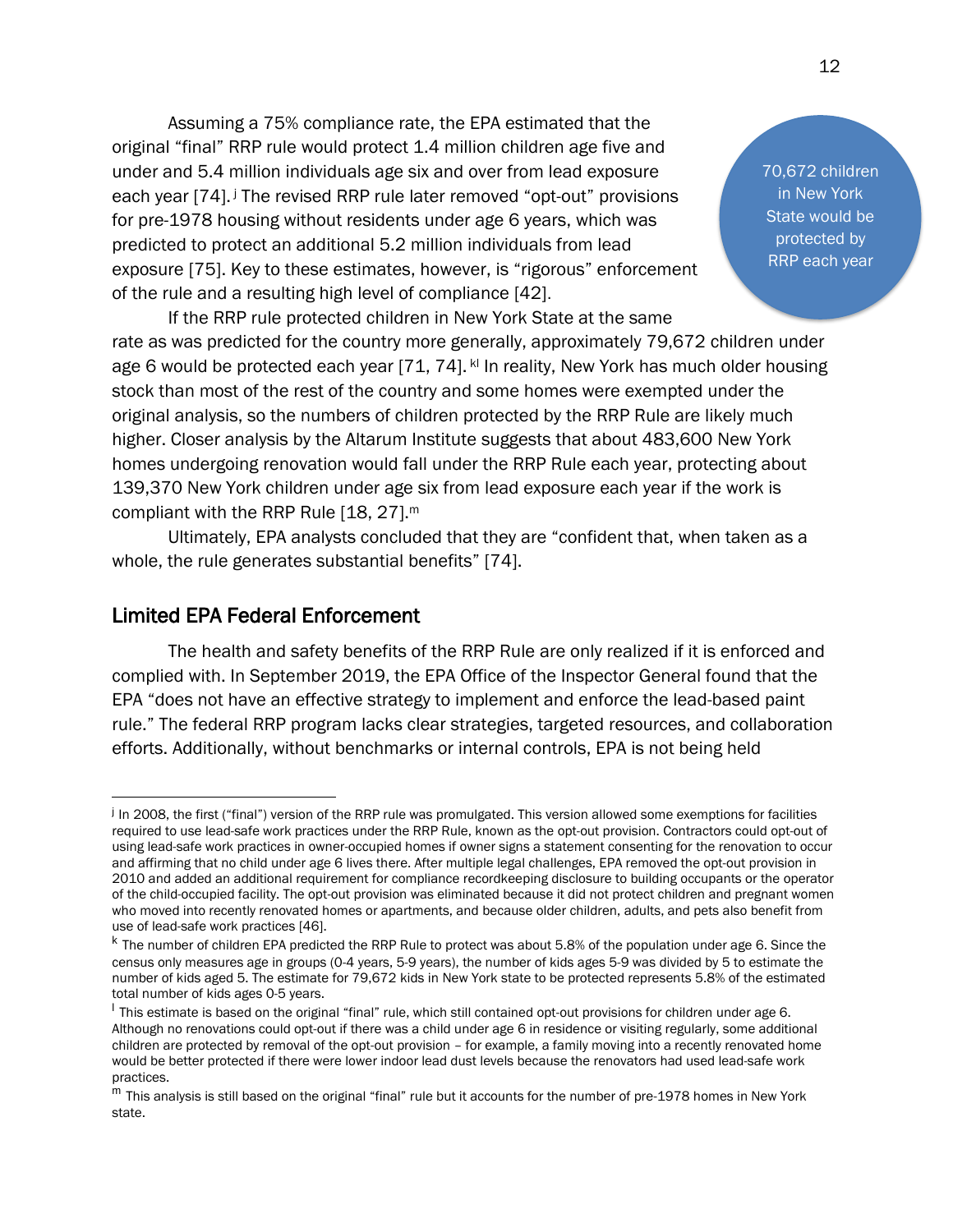Assuming a 75% compliance rate, the EPA estimated that the original "final" RRP rule would protect 1.4 million children age five and under and 5.4 million individuals age six and over from lead exposure each year [74].[j] The revised RRP rule later removed "opt-out" provisions for pre-1978 housing without residents under age 6 years, which was predicted to protect an additional 5.2 million individuals from lead exposure [75]. Key to these estimates, however, is "rigorous" enforcement of the rule and a resulting high level of compliance [42].

70,672 children in New York State would be protected by RRP each year

If the RRP rule protected children in New York State at the same rate as was predicted for the country more generally, approximately 79,672 children under age 6 would be protected each year [71, 74].[kl] In reality, New York has much older housing stock than most of the rest of the country and some homes were exempted under the original analysis, so the numbers of children protected by the RRP Rule are likely much higher. Closer analysis by the Altarum Institute suggests that about 483,600 New York homes undergoing renovation would fall under the RRP Rule each year, protecting about 139,370 New York children under age six from lead exposure each year if the work is compliant with the RRP Rule [18, 27].[m]

Ultimately, EPA analysts concluded that they are "confident that, when taken as a whole, the rule generates substantial benefits" [74].

## Limited EPA Federal Enforcement

The health and safety benefits of the RRP Rule are only realized if it is enforced and complied with. In September 2019, the EPA Office of the Inspector General found that the EPA "does not have an effective strategy to implement and enforce the lead-based paint rule." The federal RRP program lacks clear strategies, targeted resources, and collaboration efforts. Additionally, without benchmarks or internal controls, EPA is not being held

---

[j] In 2008, the first ("final") version of the RRP rule was promulgated. This version allowed some exemptions for facilities required to use lead-safe work practices under the RRP Rule, known as the opt-out provision. Contractors could opt-out of using lead-safe work practices in owner-occupied homes if owner signs a statement consenting for the renovation to occur and affirming that no child under age 6 lives there. After multiple legal challenges, EPA removed the opt-out provision in 2010 and added an additional requirement for compliance recordkeeping disclosure to building occupants or the operator of the child-occupied facility. The opt-out provision was eliminated because it did not protect children and pregnant women who moved into recently renovated homes or apartments, and because older children, adults, and pets also benefit from use of lead-safe work practices [46].

[k] The number of children EPA predicted the RRP Rule to protect was about 5.8% of the population under age 6. Since the census only measures age in groups (0-4 years, 5-9 years), the number of kids ages 5-9 was divided by 5 to estimate the number of kids aged 5. The estimate for 79,672 kids in New York state to be protected represents 5.8% of the estimated total number of kids ages 0-5 years.

[l] This estimate is based on the original "final" rule, which still contained opt-out provisions for children under age 6. Although no renovations could opt-out if there was a child under age 6 in residence or visiting regularly, some additional children are protected by removal of the opt-out provision – for example, a family moving into a recently renovated home would be better protected if there were lower indoor lead dust levels because the renovators had used lead-safe work practices.

[m] This analysis is still based on the original "final" rule but it accounts for the number of pre-1978 homes in New York state.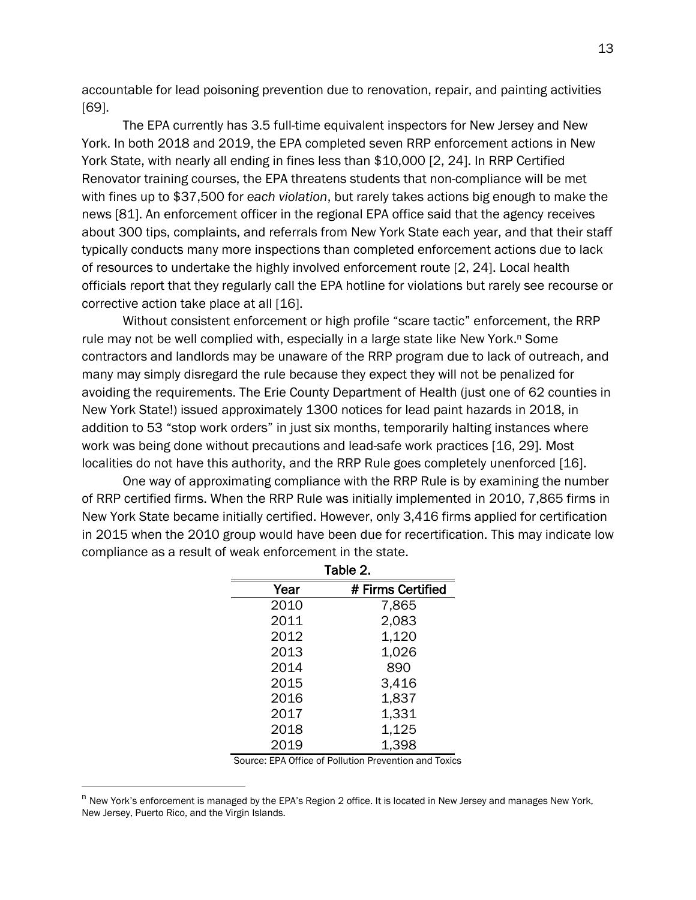accountable for lead poisoning prevention due to renovation, repair, and painting activities [69].

The EPA currently has 3.5 full-time equivalent inspectors for New Jersey and New York. In both 2018 and 2019, the EPA completed seven RRP enforcement actions in New York State, with nearly all ending in fines less than $10,000 [2, 24]. In RRP Certified Renovator training courses, the EPA threatens students that non-compliance will be met with fines up to $37,500 for *each violation*, but rarely takes actions big enough to make the news [81]. An enforcement officer in the regional EPA office said that the agency receives about 300 tips, complaints, and referrals from New York State each year, and that their staff typically conducts many more inspections than completed enforcement actions due to lack of resources to undertake the highly involved enforcement route [2, 24]. Local health officials report that they regularly call the EPA hotline for violations but rarely see recourse or corrective action take place at all [16].

Without consistent enforcement or high profile "scare tactic" enforcement, the RRP rule may not be well complied with, especially in a large state like New York.[n] Some contractors and landlords may be unaware of the RRP program due to lack of outreach, and many may simply disregard the rule because they expect they will not be penalized for avoiding the requirements. The Erie County Department of Health (just one of 62 counties in New York State!) issued approximately 1300 notices for lead paint hazards in 2018, in addition to 53 "stop work orders" in just six months, temporarily halting instances where work was being done without precautions and lead-safe work practices [16, 29]. Most localities do not have this authority, and the RRP Rule goes completely unenforced [16].

One way of approximating compliance with the RRP Rule is by examining the number of RRP certified firms. When the RRP Rule was initially implemented in 2010, 7,865 firms in New York State became initially certified. However, only 3,416 firms applied for certification in 2015 when the 2010 group would have been due for recertification. This may indicate low compliance as a result of weak enforcement in the state.

Table 2.

| Year | # Firms Certified |
|---|---|
| 2010 | 7,865 |
| 2011 | 2,083 |
| 2012 | 1,120 |
| 2013 | 1,026 |
| 2014 | 890 |
| 2015 | 3,416 |
| 2016 | 1,837 |
| 2017 | 1,331 |
| 2018 | 1,125 |
| 2019 | 1,398 |

Source: EPA Office of Pollution Prevention and Toxics

[n] New York's enforcement is managed by the EPA's Region 2 office. It is located in New Jersey and manages New York, New Jersey, Puerto Rico, and the Virgin Islands.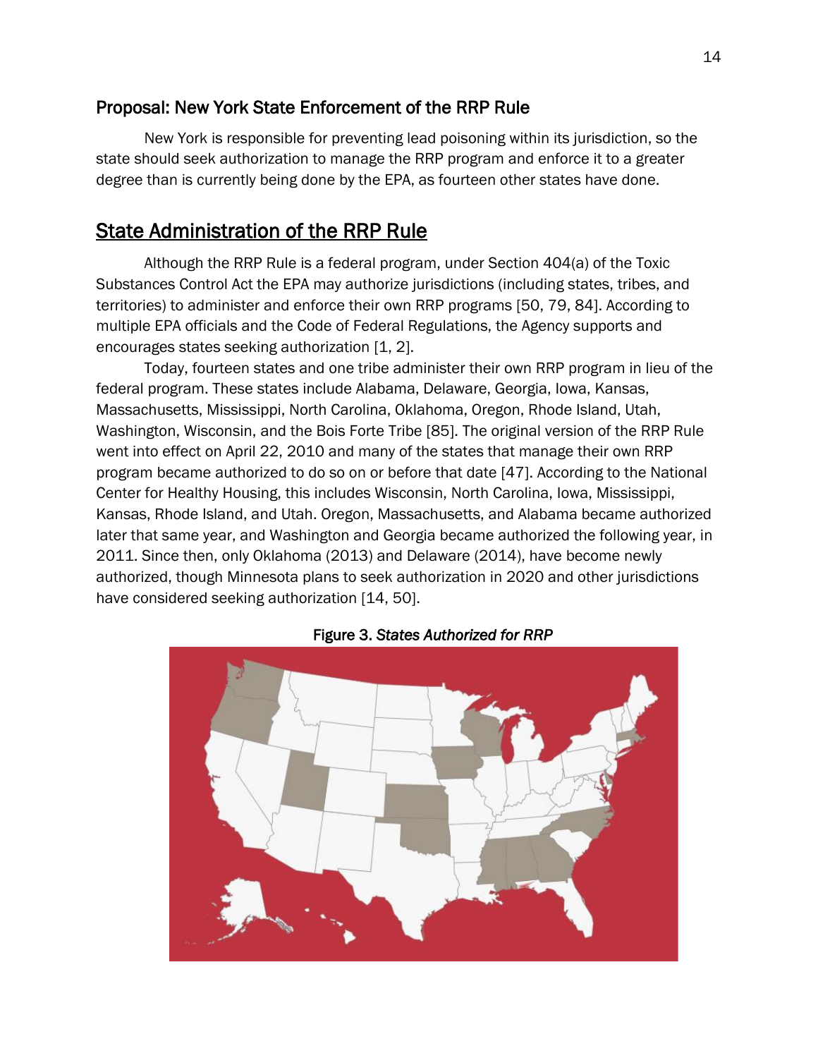### Proposal: New York State Enforcement of the RRP Rule

New York is responsible for preventing lead poisoning within its jurisdiction, so the state should seek authorization to manage the RRP program and enforce it to a greater degree than is currently being done by the EPA, as fourteen other states have done.

## State Administration of the RRP Rule

Although the RRP Rule is a federal program, under Section 404(a) of the Toxic Substances Control Act the EPA may authorize jurisdictions (including states, tribes, and territories) to administer and enforce their own RRP programs [50, 79, 84]. According to multiple EPA officials and the Code of Federal Regulations, the Agency supports and encourages states seeking authorization [1, 2].

Today, fourteen states and one tribe administer their own RRP program in lieu of the federal program. These states include Alabama, Delaware, Georgia, Iowa, Kansas, Massachusetts, Mississippi, North Carolina, Oklahoma, Oregon, Rhode Island, Utah, Washington, Wisconsin, and the Bois Forte Tribe [85]. The original version of the RRP Rule went into effect on April 22, 2010 and many of the states that manage their own RRP program became authorized to do so on or before that date [47]. According to the National Center for Healthy Housing, this includes Wisconsin, North Carolina, Iowa, Mississippi, Kansas, Rhode Island, and Utah. Oregon, Massachusetts, and Alabama became authorized later that same year, and Washington and Georgia became authorized the following year, in 2011. Since then, only Oklahoma (2013) and Delaware (2014), have become newly authorized, though Minnesota plans to seek authorization in 2020 and other jurisdictions have considered seeking authorization [14, 50].

**Figure 3.** *States Authorized for RRP*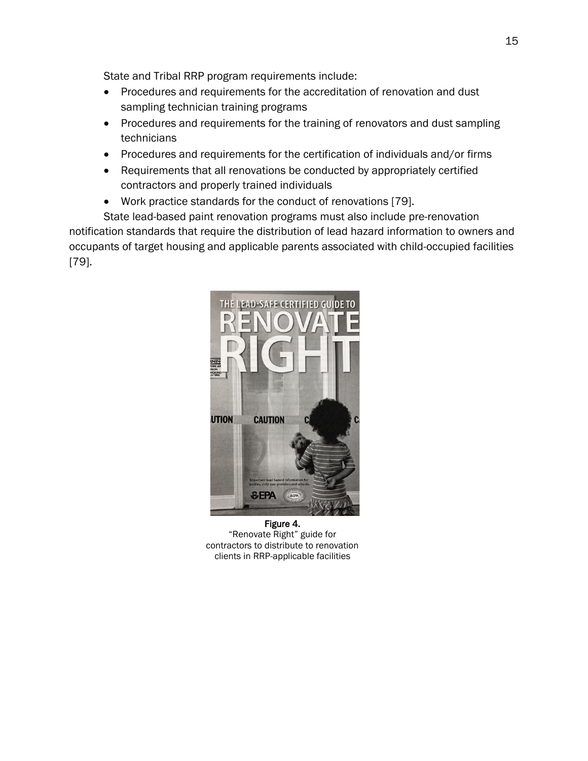State and Tribal RRP program requirements include:

- Procedures and requirements for the accreditation of renovation and dust sampling technician training programs
- Procedures and requirements for the training of renovators and dust sampling technicians
- Procedures and requirements for the certification of individuals and/or firms
- Requirements that all renovations be conducted by appropriately certified contractors and properly trained individuals
- Work practice standards for the conduct of renovations [79].

State lead-based paint renovation programs must also include pre-renovation notification standards that require the distribution of lead hazard information to owners and occupants of target housing and applicable parents associated with child-occupied facilities [79].

**Figure 4.**
"Renovate Right" guide for contractors to distribute to renovation clients in RRP-applicable facilities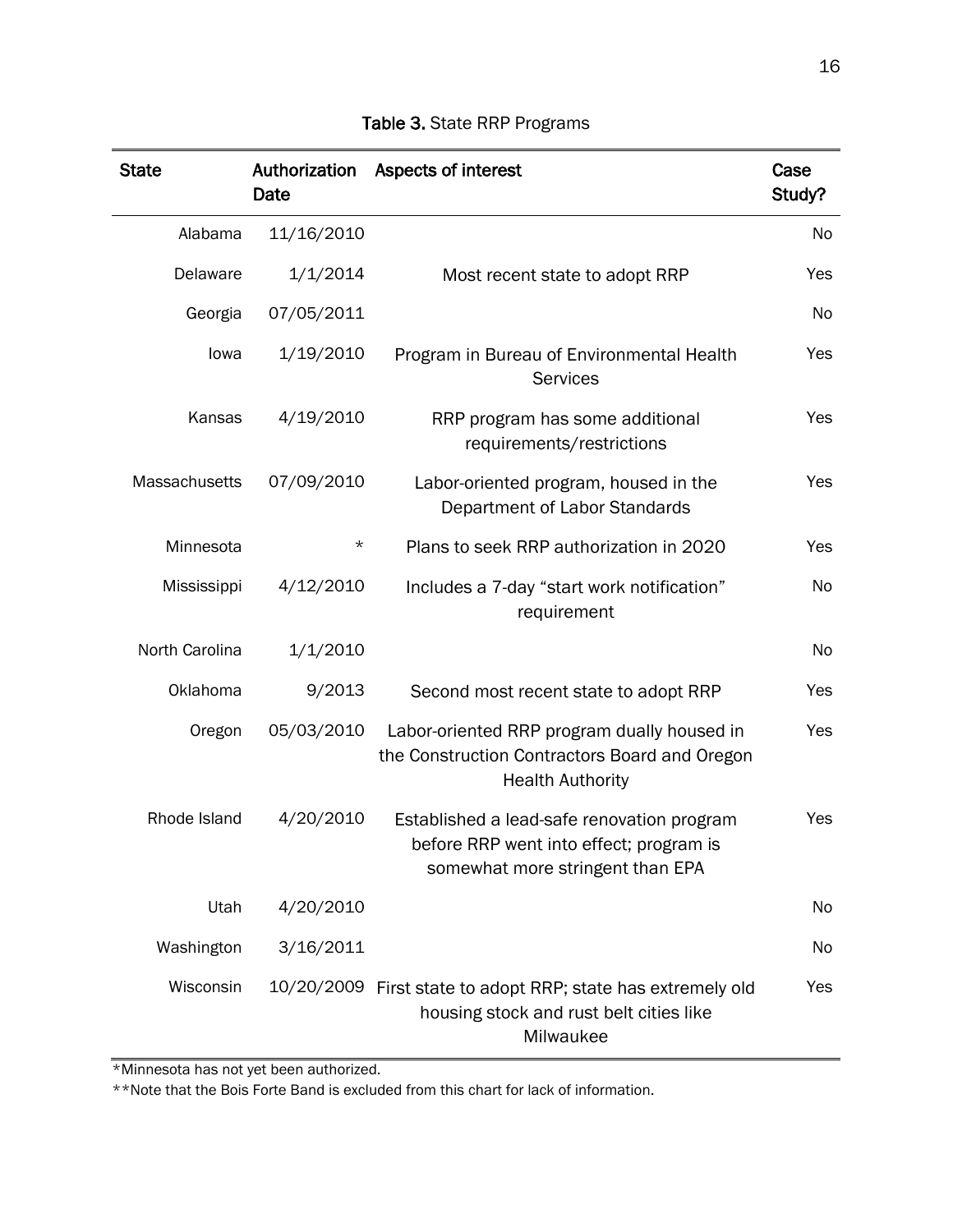**Table 3.** State RRP Programs

| State | Authorization Date | Aspects of interest | Case Study? |
|---|---|---|---|
| Alabama | 11/16/2010 | | No |
| Delaware | 1/1/2014 | Most recent state to adopt RRP | Yes |
| Georgia | 07/05/2011 | | No |
| Iowa | 1/19/2010 | Program in Bureau of Environmental Health Services | Yes |
| Kansas | 4/19/2010 | RRP program has some additional requirements/restrictions | Yes |
| Massachusetts | 07/09/2010 | Labor-oriented program, housed in the Department of Labor Standards | Yes |
| Minnesota | * | Plans to seek RRP authorization in 2020 | Yes |
| Mississippi | 4/12/2010 | Includes a 7-day "start work notification" requirement | No |
| North Carolina | 1/1/2010 | | No |
| Oklahoma | 9/2013 | Second most recent state to adopt RRP | Yes |
| Oregon | 05/03/2010 | Labor-oriented RRP program dually housed in the Construction Contractors Board and Oregon Health Authority | Yes |
| Rhode Island | 4/20/2010 | Established a lead-safe renovation program before RRP went into effect; program is somewhat more stringent than EPA | Yes |
| Utah | 4/20/2010 | | No |
| Washington | 3/16/2011 | | No |
| Wisconsin | 10/20/2009 | First state to adopt RRP; state has extremely old housing stock and rust belt cities like Milwaukee | Yes |

*Minnesota has not yet been authorized.

**Note that the Bois Forte Band is excluded from this chart for lack of information.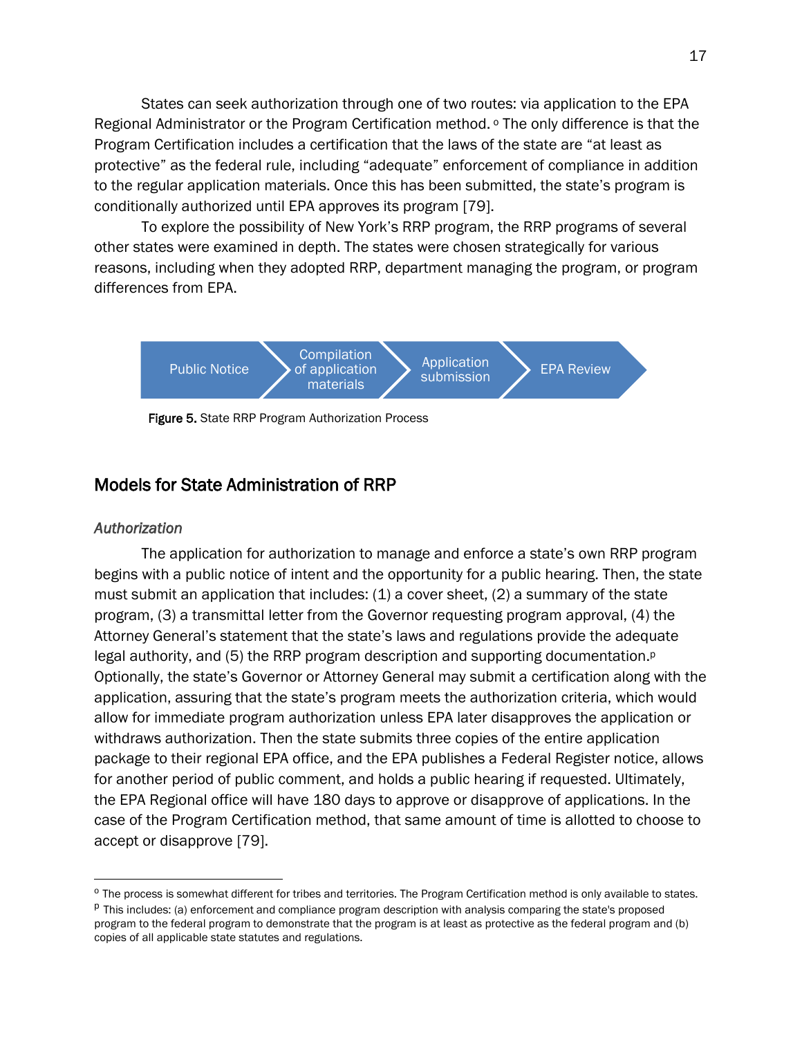States can seek authorization through one of two routes: via application to the EPA Regional Administrator or the Program Certification method.[o] The only difference is that the Program Certification includes a certification that the laws of the state are "at least as protective" as the federal rule, including "adequate" enforcement of compliance in addition to the regular application materials. Once this has been submitted, the state's program is conditionally authorized until EPA approves its program [79].

To explore the possibility of New York's RRP program, the RRP programs of several other states were examined in depth. The states were chosen strategically for various reasons, including when they adopted RRP, department managing the program, or program differences from EPA.

Public Notice → Compilation of application materials → Application submission → EPA Review

**Figure 5.** State RRP Program Authorization Process

## Models for State Administration of RRP

### *Authorization*

The application for authorization to manage and enforce a state's own RRP program begins with a public notice of intent and the opportunity for a public hearing. Then, the state must submit an application that includes: (1) a cover sheet, (2) a summary of the state program, (3) a transmittal letter from the Governor requesting program approval, (4) the Attorney General's statement that the state's laws and regulations provide the adequate legal authority, and (5) the RRP program description and supporting documentation.[p] Optionally, the state's Governor or Attorney General may submit a certification along with the application, assuring that the state's program meets the authorization criteria, which would allow for immediate program authorization unless EPA later disapproves the application or withdraws authorization. Then the state submits three copies of the entire application package to their regional EPA office, and the EPA publishes a Federal Register notice, allows for another period of public comment, and holds a public hearing if requested. Ultimately, the EPA Regional office will have 180 days to approve or disapprove of applications. In the case of the Program Certification method, that same amount of time is allotted to choose to accept or disapprove [79].

---

[o] The process is somewhat different for tribes and territories. The Program Certification method is only available to states.

[p] This includes: (a) enforcement and compliance program description with analysis comparing the state's proposed program to the federal program to demonstrate that the program is at least as protective as the federal program and (b) copies of all applicable state statutes and regulations.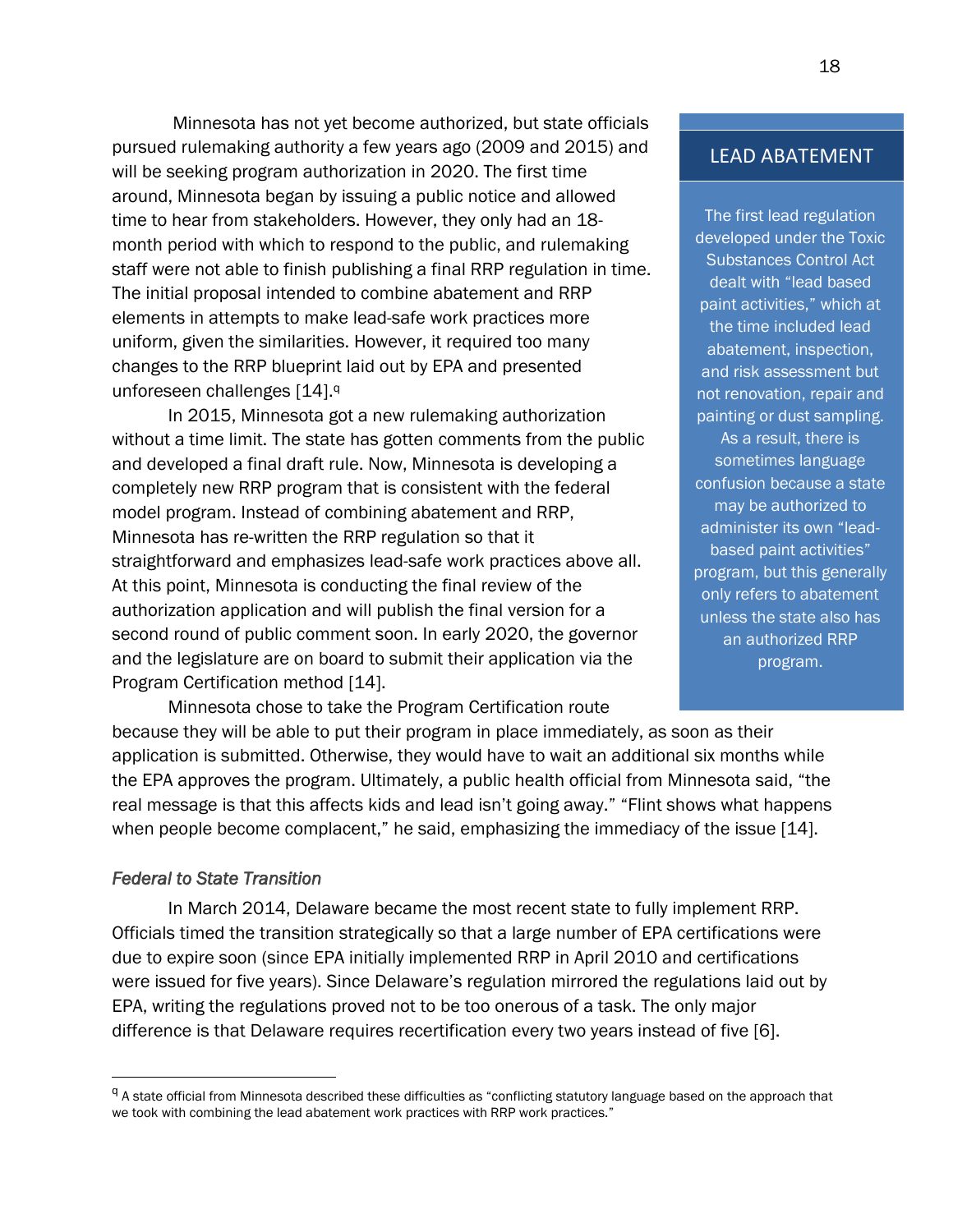Minnesota has not yet become authorized, but state officials pursued rulemaking authority a few years ago (2009 and 2015) and will be seeking program authorization in 2020. The first time around, Minnesota began by issuing a public notice and allowed time to hear from stakeholders. However, they only had an 18-month period with which to respond to the public, and rulemaking staff were not able to finish publishing a final RRP regulation in time. The initial proposal intended to combine abatement and RRP elements in attempts to make lead-safe work practices more uniform, given the similarities. However, it required too many changes to the RRP blueprint laid out by EPA and presented unforeseen challenges [14].[q]

In 2015, Minnesota got a new rulemaking authorization without a time limit. The state has gotten comments from the public and developed a final draft rule. Now, Minnesota is developing a completely new RRP program that is consistent with the federal model program. Instead of combining abatement and RRP, Minnesota has re-written the RRP regulation so that it straightforward and emphasizes lead-safe work practices above all. At this point, Minnesota is conducting the final review of the authorization application and will publish the final version for a second round of public comment soon. In early 2020, the governor and the legislature are on board to submit their application via the Program Certification method [14].

Minnesota chose to take the Program Certification route because they will be able to put their program in place immediately, as soon as their application is submitted. Otherwise, they would have to wait an additional six months while the EPA approves the program. Ultimately, a public health official from Minnesota said, "the real message is that this affects kids and lead isn't going away." "Flint shows what happens when people become complacent," he said, emphasizing the immediacy of the issue [14].

> **LEAD ABATEMENT**
>
> The first lead regulation developed under the Toxic Substances Control Act dealt with "lead based paint activities," which at the time included lead abatement, inspection, and risk assessment but not renovation, repair and painting or dust sampling. As a result, there is sometimes language confusion because a state may be authorized to administer its own "lead-based paint activities" program, but this generally only refers to abatement unless the state also has an authorized RRP program.

*Federal to State Transition*

In March 2014, Delaware became the most recent state to fully implement RRP. Officials timed the transition strategically so that a large number of EPA certifications were due to expire soon (since EPA initially implemented RRP in April 2010 and certifications were issued for five years). Since Delaware's regulation mirrored the regulations laid out by EPA, writing the regulations proved not to be too onerous of a task. The only major difference is that Delaware requires recertification every two years instead of five [6].

---

[q] A state official from Minnesota described these difficulties as "conflicting statutory language based on the approach that we took with combining the lead abatement work practices with RRP work practices."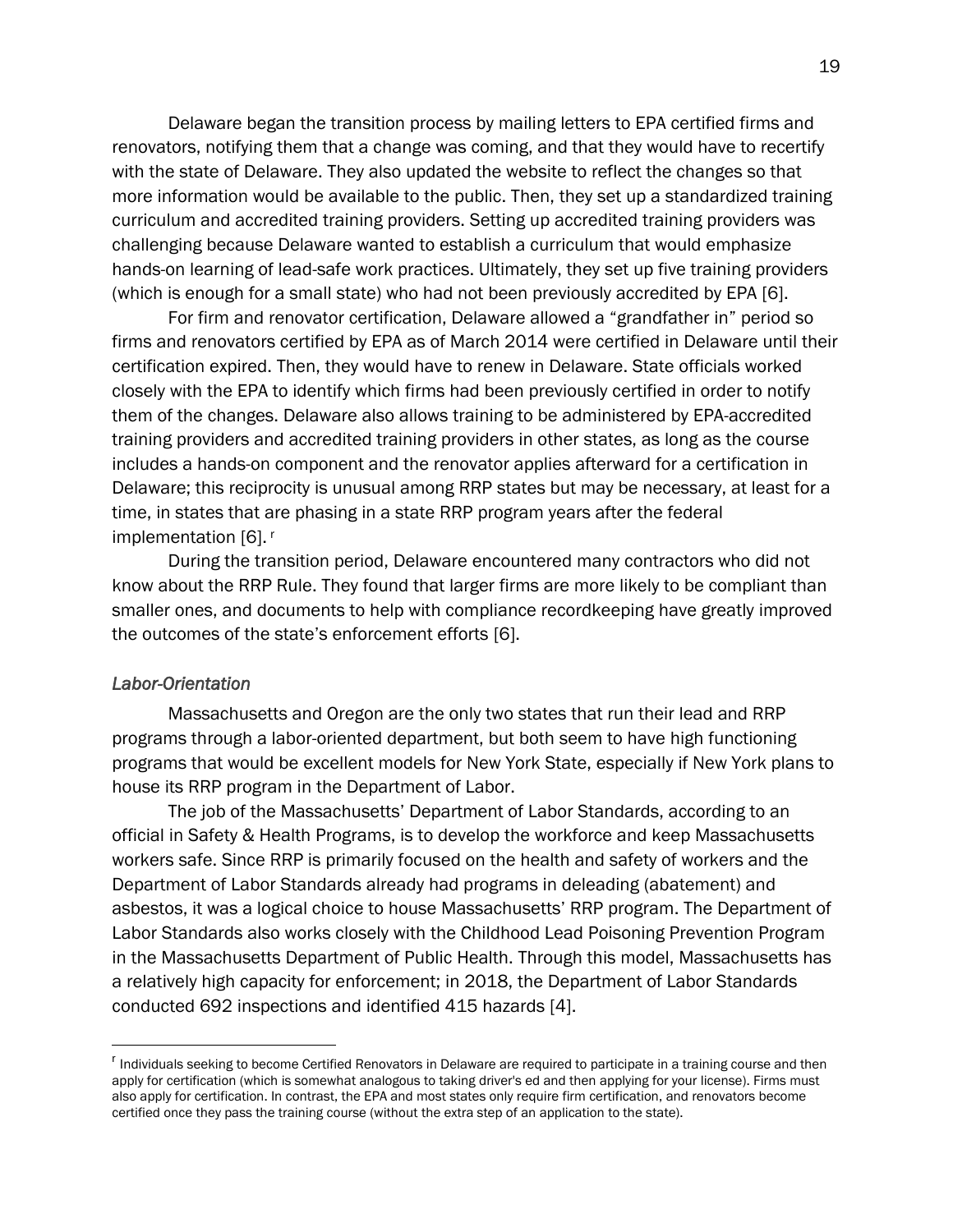Delaware began the transition process by mailing letters to EPA certified firms and renovators, notifying them that a change was coming, and that they would have to recertify with the state of Delaware. They also updated the website to reflect the changes so that more information would be available to the public. Then, they set up a standardized training curriculum and accredited training providers. Setting up accredited training providers was challenging because Delaware wanted to establish a curriculum that would emphasize hands-on learning of lead-safe work practices. Ultimately, they set up five training providers (which is enough for a small state) who had not been previously accredited by EPA [6].

For firm and renovator certification, Delaware allowed a "grandfather in" period so firms and renovators certified by EPA as of March 2014 were certified in Delaware until their certification expired. Then, they would have to renew in Delaware. State officials worked closely with the EPA to identify which firms had been previously certified in order to notify them of the changes. Delaware also allows training to be administered by EPA-accredited training providers and accredited training providers in other states, as long as the course includes a hands-on component and the renovator applies afterward for a certification in Delaware; this reciprocity is unusual among RRP states but may be necessary, at least for a time, in states that are phasing in a state RRP program years after the federal implementation [6]. [r]

During the transition period, Delaware encountered many contractors who did not know about the RRP Rule. They found that larger firms are more likely to be compliant than smaller ones, and documents to help with compliance recordkeeping have greatly improved the outcomes of the state's enforcement efforts [6].

### *Labor-Orientation*

Massachusetts and Oregon are the only two states that run their lead and RRP programs through a labor-oriented department, but both seem to have high functioning programs that would be excellent models for New York State, especially if New York plans to house its RRP program in the Department of Labor.

The job of the Massachusetts' Department of Labor Standards, according to an official in Safety & Health Programs, is to develop the workforce and keep Massachusetts workers safe. Since RRP is primarily focused on the health and safety of workers and the Department of Labor Standards already had programs in deleading (abatement) and asbestos, it was a logical choice to house Massachusetts' RRP program. The Department of Labor Standards also works closely with the Childhood Lead Poisoning Prevention Program in the Massachusetts Department of Public Health. Through this model, Massachusetts has a relatively high capacity for enforcement; in 2018, the Department of Labor Standards conducted 692 inspections and identified 415 hazards [4].

---

[r] Individuals seeking to become Certified Renovators in Delaware are required to participate in a training course and then apply for certification (which is somewhat analogous to taking driver's ed and then applying for your license). Firms must also apply for certification. In contrast, the EPA and most states only require firm certification, and renovators become certified once they pass the training course (without the extra step of an application to the state).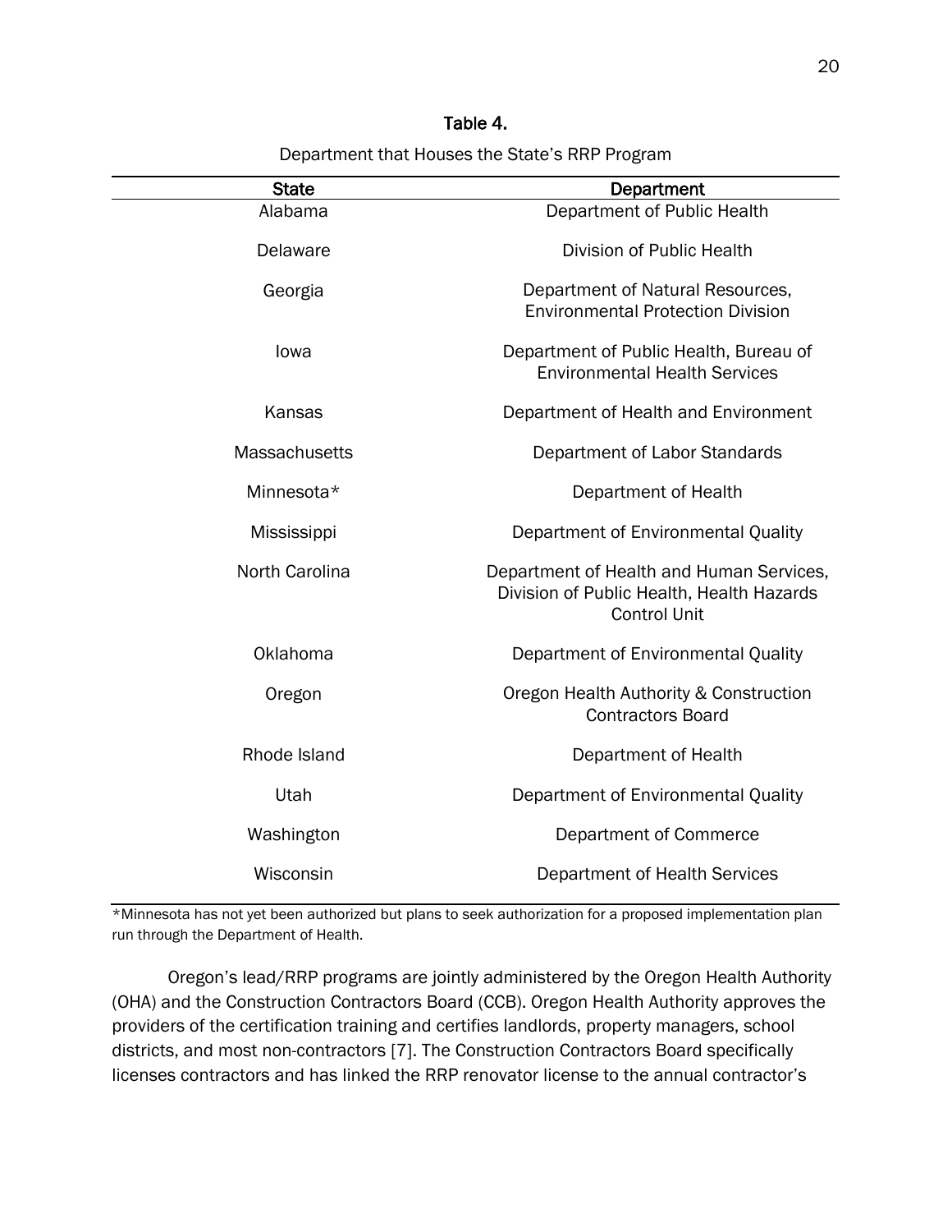**Table 4.**

Department that Houses the State's RRP Program

| State | Department |
|---|---|
| Alabama | Department of Public Health |
| Delaware | Division of Public Health |
| Georgia | Department of Natural Resources, Environmental Protection Division |
| Iowa | Department of Public Health, Bureau of Environmental Health Services |
| Kansas | Department of Health and Environment |
| Massachusetts | Department of Labor Standards |
| Minnesota* | Department of Health |
| Mississippi | Department of Environmental Quality |
| North Carolina | Department of Health and Human Services, Division of Public Health, Health Hazards Control Unit |
| Oklahoma | Department of Environmental Quality |
| Oregon | Oregon Health Authority & Construction Contractors Board |
| Rhode Island | Department of Health |
| Utah | Department of Environmental Quality |
| Washington | Department of Commerce |
| Wisconsin | Department of Health Services |

*Minnesota has not yet been authorized but plans to seek authorization for a proposed implementation plan run through the Department of Health.

Oregon's lead/RRP programs are jointly administered by the Oregon Health Authority (OHA) and the Construction Contractors Board (CCB). Oregon Health Authority approves the providers of the certification training and certifies landlords, property managers, school districts, and most non-contractors [7]. The Construction Contractors Board specifically licenses contractors and has linked the RRP renovator license to the annual contractor's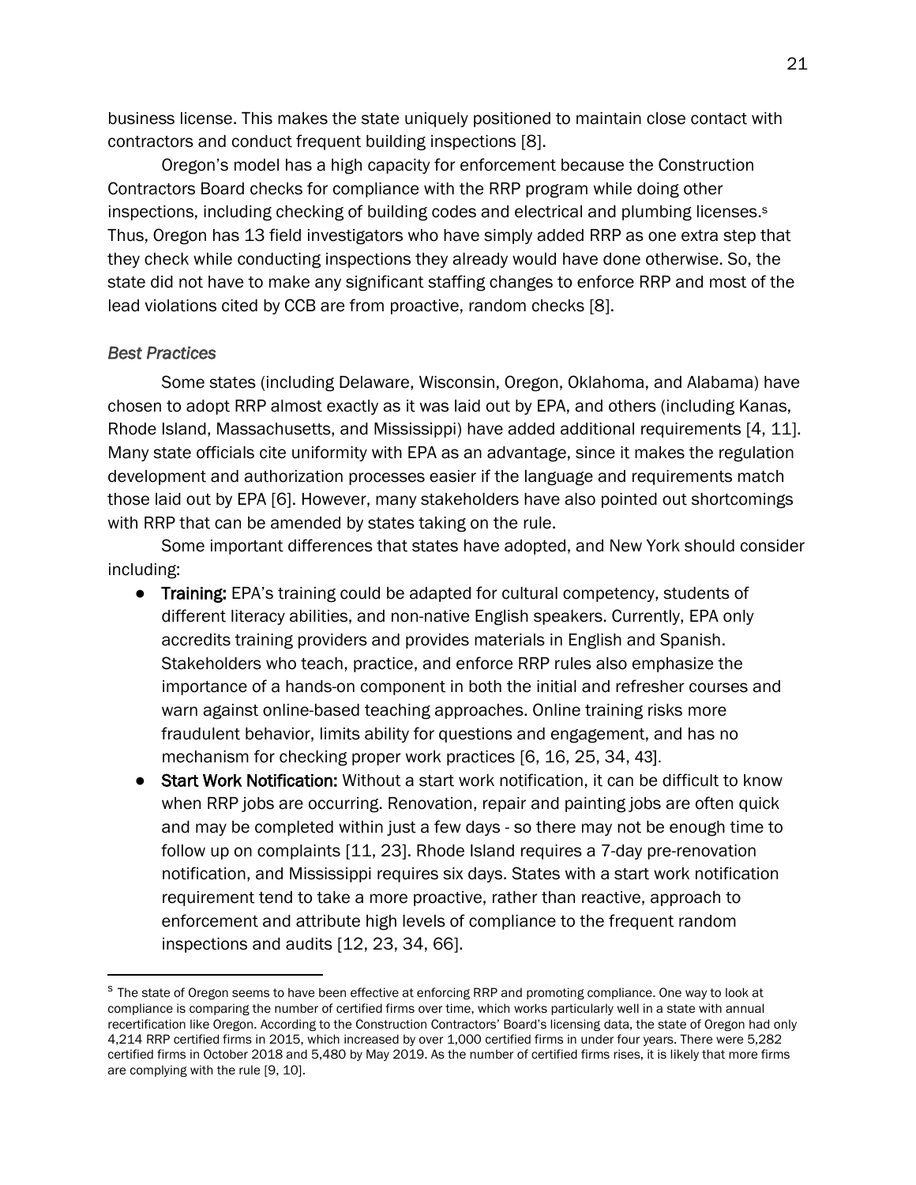business license. This makes the state uniquely positioned to maintain close contact with contractors and conduct frequent building inspections [8].

Oregon's model has a high capacity for enforcement because the Construction Contractors Board checks for compliance with the RRP program while doing other inspections, including checking of building codes and electrical and plumbing licenses.[s] Thus, Oregon has 13 field investigators who have simply added RRP as one extra step that they check while conducting inspections they already would have done otherwise. So, the state did not have to make any significant staffing changes to enforce RRP and most of the lead violations cited by CCB are from proactive, random checks [8].

### *Best Practices*

Some states (including Delaware, Wisconsin, Oregon, Oklahoma, and Alabama) have chosen to adopt RRP almost exactly as it was laid out by EPA, and others (including Kanas, Rhode Island, Massachusetts, and Mississippi) have added additional requirements [4, 11]. Many state officials cite uniformity with EPA as an advantage, since it makes the regulation development and authorization processes easier if the language and requirements match those laid out by EPA [6]. However, many stakeholders have also pointed out shortcomings with RRP that can be amended by states taking on the rule.

Some important differences that states have adopted, and New York should consider including:

- **Training:** EPA's training could be adapted for cultural competency, students of different literacy abilities, and non-native English speakers. Currently, EPA only accredits training providers and provides materials in English and Spanish. Stakeholders who teach, practice, and enforce RRP rules also emphasize the importance of a hands-on component in both the initial and refresher courses and warn against online-based teaching approaches. Online training risks more fraudulent behavior, limits ability for questions and engagement, and has no mechanism for checking proper work practices [6, 16, 25, 34, 43].
- **Start Work Notification:** Without a start work notification, it can be difficult to know when RRP jobs are occurring. Renovation, repair and painting jobs are often quick and may be completed within just a few days - so there may not be enough time to follow up on complaints [11, 23]. Rhode Island requires a 7-day pre-renovation notification, and Mississippi requires six days. States with a start work notification requirement tend to take a more proactive, rather than reactive, approach to enforcement and attribute high levels of compliance to the frequent random inspections and audits [12, 23, 34, 66].

---

[s] The state of Oregon seems to have been effective at enforcing RRP and promoting compliance. One way to look at compliance is comparing the number of certified firms over time, which works particularly well in a state with annual recertification like Oregon. According to the Construction Contractors' Board's licensing data, the state of Oregon had only 4,214 RRP certified firms in 2015, which increased by over 1,000 certified firms in under four years. There were 5,282 certified firms in October 2018 and 5,480 by May 2019. As the number of certified firms rises, it is likely that more firms are complying with the rule [9, 10].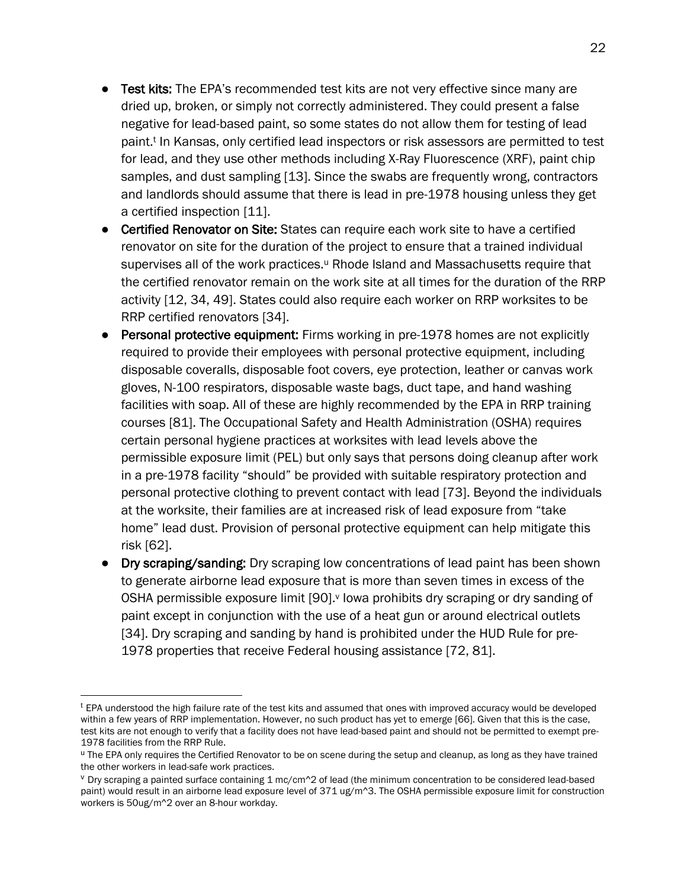- **Test kits:** The EPA's recommended test kits are not very effective since many are dried up, broken, or simply not correctly administered. They could present a false negative for lead-based paint, so some states do not allow them for testing of lead paint.[t] In Kansas, only certified lead inspectors or risk assessors are permitted to test for lead, and they use other methods including X-Ray Fluorescence (XRF), paint chip samples, and dust sampling [13]. Since the swabs are frequently wrong, contractors and landlords should assume that there is lead in pre-1978 housing unless they get a certified inspection [11].
- **Certified Renovator on Site:** States can require each work site to have a certified renovator on site for the duration of the project to ensure that a trained individual supervises all of the work practices.[u] Rhode Island and Massachusetts require that the certified renovator remain on the work site at all times for the duration of the RRP activity [12, 34, 49]. States could also require each worker on RRP worksites to be RRP certified renovators [34].
- **Personal protective equipment:** Firms working in pre-1978 homes are not explicitly required to provide their employees with personal protective equipment, including disposable coveralls, disposable foot covers, eye protection, leather or canvas work gloves, N-100 respirators, disposable waste bags, duct tape, and hand washing facilities with soap. All of these are highly recommended by the EPA in RRP training courses [81]. The Occupational Safety and Health Administration (OSHA) requires certain personal hygiene practices at worksites with lead levels above the permissible exposure limit (PEL) but only says that persons doing cleanup after work in a pre-1978 facility "should" be provided with suitable respiratory protection and personal protective clothing to prevent contact with lead [73]. Beyond the individuals at the worksite, their families are at increased risk of lead exposure from "take home" lead dust. Provision of personal protective equipment can help mitigate this risk [62].
- **Dry scraping/sanding:** Dry scraping low concentrations of lead paint has been shown to generate airborne lead exposure that is more than seven times in excess of the OSHA permissible exposure limit [90].[v] Iowa prohibits dry scraping or dry sanding of paint except in conjunction with the use of a heat gun or around electrical outlets [34]. Dry scraping and sanding by hand is prohibited under the HUD Rule for pre-1978 properties that receive Federal housing assistance [72, 81].

---

[t] EPA understood the high failure rate of the test kits and assumed that ones with improved accuracy would be developed within a few years of RRP implementation. However, no such product has yet to emerge [66]. Given that this is the case, test kits are not enough to verify that a facility does not have lead-based paint and should not be permitted to exempt pre-1978 facilities from the RRP Rule.

[u] The EPA only requires the Certified Renovator to be on scene during the setup and cleanup, as long as they have trained the other workers in lead-safe work practices.

[v] Dry scraping a painted surface containing 1 mc/cm^2 of lead (the minimum concentration to be considered lead-based paint) would result in an airborne lead exposure level of 371 ug/m^3. The OSHA permissible exposure limit for construction workers is 50ug/m^2 over an 8-hour workday.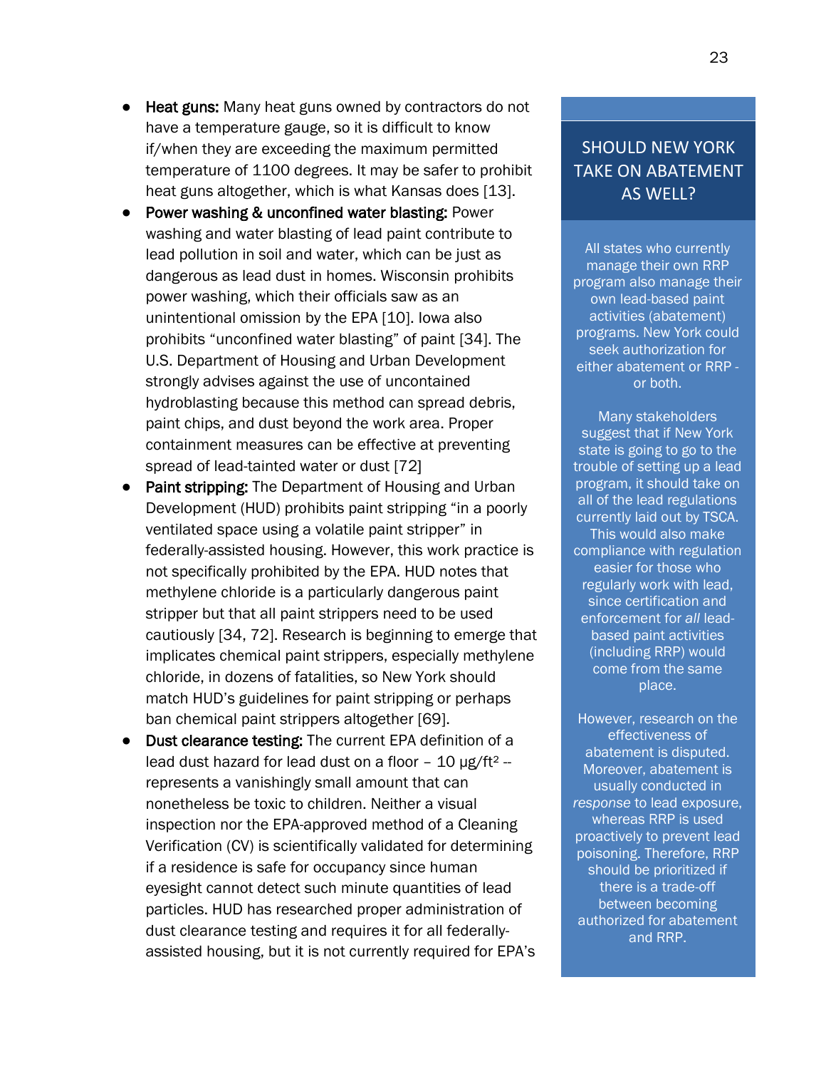- **Heat guns:** Many heat guns owned by contractors do not have a temperature gauge, so it is difficult to know if/when they are exceeding the maximum permitted temperature of 1100 degrees. It may be safer to prohibit heat guns altogether, which is what Kansas does [13].
- **Power washing & unconfined water blasting:** Power washing and water blasting of lead paint contribute to lead pollution in soil and water, which can be just as dangerous as lead dust in homes. Wisconsin prohibits power washing, which their officials saw as an unintentional omission by the EPA [10]. Iowa also prohibits “unconfined water blasting” of paint [34]. The U.S. Department of Housing and Urban Development strongly advises against the use of uncontained hydroblasting because this method can spread debris, paint chips, and dust beyond the work area. Proper containment measures can be effective at preventing spread of lead-tainted water or dust [72]
- **Paint stripping:** The Department of Housing and Urban Development (HUD) prohibits paint stripping “in a poorly ventilated space using a volatile paint stripper” in federally-assisted housing. However, this work practice is not specifically prohibited by the EPA. HUD notes that methylene chloride is a particularly dangerous paint stripper but that all paint strippers need to be used cautiously [34, 72]. Research is beginning to emerge that implicates chemical paint strippers, especially methylene chloride, in dozens of fatalities, so New York should match HUD’s guidelines for paint stripping or perhaps ban chemical paint strippers altogether [69].
- **Dust clearance testing:** The current EPA definition of a lead dust hazard for lead dust on a floor – 10 µg/ft$^2$ -- represents a vanishingly small amount that can nonetheless be toxic to children. Neither a visual inspection nor the EPA-approved method of a Cleaning Verification (CV) is scientifically validated for determining if a residence is safe for occupancy since human eyesight cannot detect such minute quantities of lead particles. HUD has researched proper administration of dust clearance testing and requires it for all federally-assisted housing, but it is not currently required for EPA’s

## SHOULD NEW YORK TAKE ON ABATEMENT AS WELL?

All states who currently manage their own RRP program also manage their own lead-based paint activities (abatement) programs. New York could seek authorization for either abatement or RRP - or both.

Many stakeholders suggest that if New York state is going to go to the trouble of setting up a lead program, it should take on all of the lead regulations currently laid out by TSCA. This would also make compliance with regulation easier for those who regularly work with lead, since certification and enforcement for *all* lead-based paint activities (including RRP) would come from the same place.

However, research on the effectiveness of abatement is disputed. Moreover, abatement is usually conducted in *response* to lead exposure, whereas RRP is used proactively to prevent lead poisoning. Therefore, RRP should be prioritized if there is a trade-off between becoming authorized for abatement and RRP.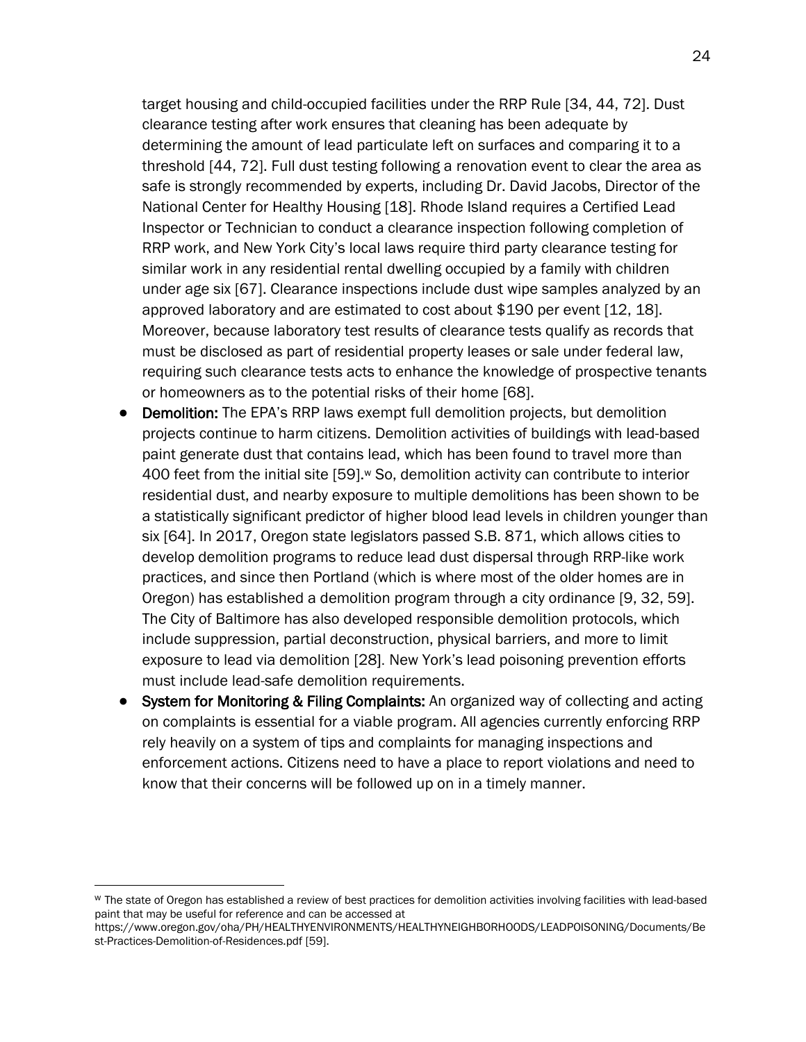target housing and child-occupied facilities under the RRP Rule [34, 44, 72]. Dust clearance testing after work ensures that cleaning has been adequate by determining the amount of lead particulate left on surfaces and comparing it to a threshold [44, 72]. Full dust testing following a renovation event to clear the area as safe is strongly recommended by experts, including Dr. David Jacobs, Director of the National Center for Healthy Housing [18]. Rhode Island requires a Certified Lead Inspector or Technician to conduct a clearance inspection following completion of RRP work, and New York City's local laws require third party clearance testing for similar work in any residential rental dwelling occupied by a family with children under age six [67]. Clearance inspections include dust wipe samples analyzed by an approved laboratory and are estimated to cost about $190 per event [12, 18]. Moreover, because laboratory test results of clearance tests qualify as records that must be disclosed as part of residential property leases or sale under federal law, requiring such clearance tests acts to enhance the knowledge of prospective tenants or homeowners as to the potential risks of their home [68].

- **Demolition:** The EPA's RRP laws exempt full demolition projects, but demolition projects continue to harm citizens. Demolition activities of buildings with lead-based paint generate dust that contains lead, which has been found to travel more than 400 feet from the initial site [59].[w] So, demolition activity can contribute to interior residential dust, and nearby exposure to multiple demolitions has been shown to be a statistically significant predictor of higher blood lead levels in children younger than six [64]. In 2017, Oregon state legislators passed S.B. 871, which allows cities to develop demolition programs to reduce lead dust dispersal through RRP-like work practices, and since then Portland (which is where most of the older homes are in Oregon) has established a demolition program through a city ordinance [9, 32, 59]. The City of Baltimore has also developed responsible demolition protocols, which include suppression, partial deconstruction, physical barriers, and more to limit exposure to lead via demolition [28]. New York's lead poisoning prevention efforts must include lead-safe demolition requirements.
- **System for Monitoring & Filing Complaints:** An organized way of collecting and acting on complaints is essential for a viable program. All agencies currently enforcing RRP rely heavily on a system of tips and complaints for managing inspections and enforcement actions. Citizens need to have a place to report violations and need to know that their concerns will be followed up on in a timely manner.

[w] The state of Oregon has established a review of best practices for demolition activities involving facilities with lead-based paint that may be useful for reference and can be accessed at https://www.oregon.gov/oha/PH/HEALTHYENVIRONMENTS/HEALTHYNEIGHBORHOODS/LEADPOISONING/Documents/Best-Practices-Demolition-of-Residences.pdf [59].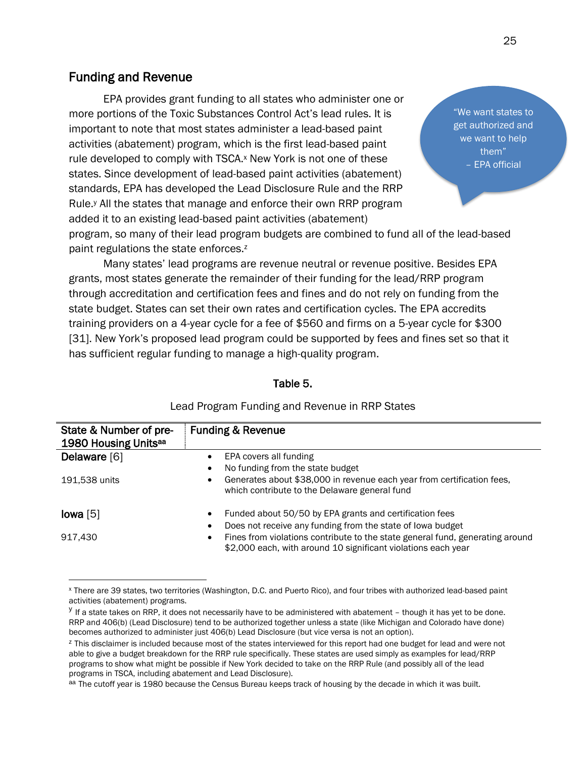## Funding and Revenue

EPA provides grant funding to all states who administer one or more portions of the Toxic Substances Control Act's lead rules. It is important to note that most states administer a lead-based paint activities (abatement) program, which is the first lead-based paint rule developed to comply with TSCA.[x] New York is not one of these states. Since development of lead-based paint activities (abatement) standards, EPA has developed the Lead Disclosure Rule and the RRP Rule.[y] All the states that manage and enforce their own RRP program added it to an existing lead-based paint activities (abatement) program, so many of their lead program budgets are combined to fund all of the lead-based paint regulations the state enforces.[z]

> "We want states to get authorized and we want to help them"
> – EPA official

Many states' lead programs are revenue neutral or revenue positive. Besides EPA grants, most states generate the remainder of their funding for the lead/RRP program through accreditation and certification fees and fines and do not rely on funding from the state budget. States can set their own rates and certification cycles. The EPA accredits training providers on a 4-year cycle for a fee of $560 and firms on a 5-year cycle for $300 [31]. New York's proposed lead program could be supported by fees and fines set so that it has sufficient regular funding to manage a high-quality program.

Table 5.

Lead Program Funding and Revenue in RRP States

| State & Number of pre-1980 Housing Units[aa] | Funding & Revenue |
|---|---|
| **Delaware** [6]<br><br>191,538 units | • EPA covers all funding<br>• No funding from the state budget<br>• Generates about $38,000 in revenue each year from certification fees, which contribute to the Delaware general fund |
| **Iowa** [5]<br><br>917,430 | • Funded about 50/50 by EPA grants and certification fees<br>• Does not receive any funding from the state of Iowa budget<br>• Fines from violations contribute to the state general fund, generating around $2,000 each, with around 10 significant violations each year |

[x] There are 39 states, two territories (Washington, D.C. and Puerto Rico), and four tribes with authorized lead-based paint activities (abatement) programs.

[y] If a state takes on RRP, it does not necessarily have to be administered with abatement – though it has yet to be done. RRP and 406(b) (Lead Disclosure) tend to be authorized together unless a state (like Michigan and Colorado have done) becomes authorized to administer just 406(b) Lead Disclosure (but vice versa is not an option).

[z] This disclaimer is included because most of the states interviewed for this report had one budget for lead and were not able to give a budget breakdown for the RRP rule specifically. These states are used simply as examples for lead/RRP programs to show what might be possible if New York decided to take on the RRP Rule (and possibly all of the lead programs in TSCA, including abatement and Lead Disclosure).

[aa] The cutoff year is 1980 because the Census Bureau keeps track of housing by the decade in which it was built.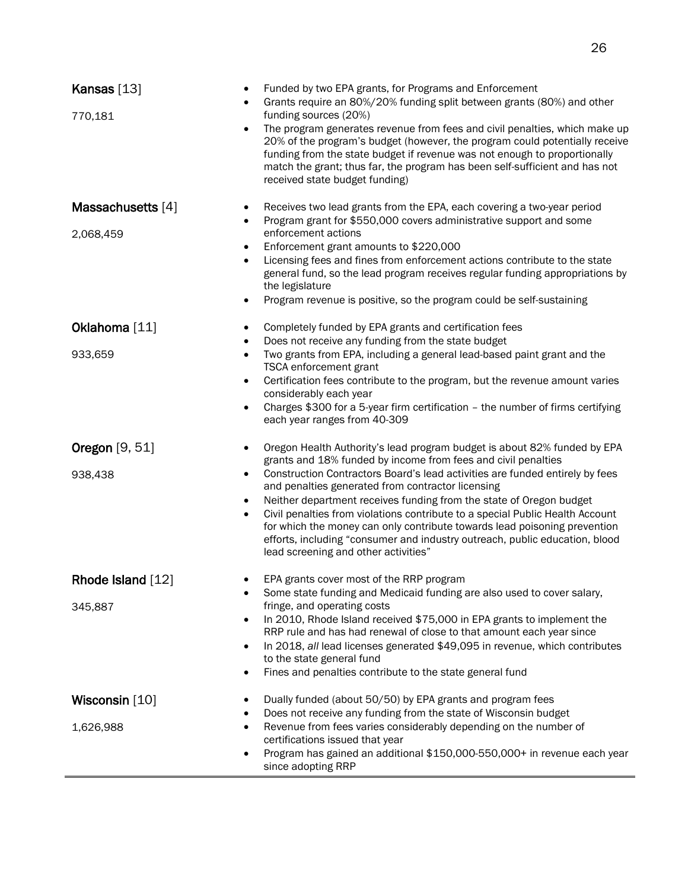| | |
|---|---|
| **Kansas** [13]<br><br>770,181 | • Funded by two EPA grants, for Programs and Enforcement<br>• Grants require an 80%/20% funding split between grants (80%) and other funding sources (20%)<br>• The program generates revenue from fees and civil penalties, which make up 20% of the program's budget (however, the program could potentially receive funding from the state budget if revenue was not enough to proportionally match the grant; thus far, the program has been self-sufficient and has not received state budget funding) |
| **Massachusetts** [4]<br><br>2,068,459 | • Receives two lead grants from the EPA, each covering a two-year period<br>• Program grant for $550,000 covers administrative support and some enforcement actions<br>• Enforcement grant amounts to $220,000<br>• Licensing fees and fines from enforcement actions contribute to the state general fund, so the lead program receives regular funding appropriations by the legislature<br>• Program revenue is positive, so the program could be self-sustaining |
| **Oklahoma** [11]<br><br>933,659 | • Completely funded by EPA grants and certification fees<br>• Does not receive any funding from the state budget<br>• Two grants from EPA, including a general lead-based paint grant and the TSCA enforcement grant<br>• Certification fees contribute to the program, but the revenue amount varies considerably each year<br>• Charges $300 for a 5-year firm certification – the number of firms certifying each year ranges from 40-309 |
| **Oregon** [9, 51]<br><br>938,438 | • Oregon Health Authority's lead program budget is about 82% funded by EPA grants and 18% funded by income from fees and civil penalties<br>• Construction Contractors Board's lead activities are funded entirely by fees and penalties generated from contractor licensing<br>• Neither department receives funding from the state of Oregon budget<br>• Civil penalties from violations contribute to a special Public Health Account for which the money can only contribute towards lead poisoning prevention efforts, including "consumer and industry outreach, public education, blood lead screening and other activities" |
| **Rhode Island** [12]<br><br>345,887 | • EPA grants cover most of the RRP program<br>• Some state funding and Medicaid funding are also used to cover salary, fringe, and operating costs<br>• In 2010, Rhode Island received $75,000 in EPA grants to implement the RRP rule and has had renewal of close to that amount each year since<br>• In 2018, *all* lead licenses generated $49,095 in revenue, which contributes to the state general fund<br>• Fines and penalties contribute to the state general fund |
| **Wisconsin** [10]<br><br>1,626,988 | • Dually funded (about 50/50) by EPA grants and program fees<br>• Does not receive any funding from the state of Wisconsin budget<br>• Revenue from fees varies considerably depending on the number of certifications issued that year<br>• Program has gained an additional $150,000-550,000+ in revenue each year since adopting RRP |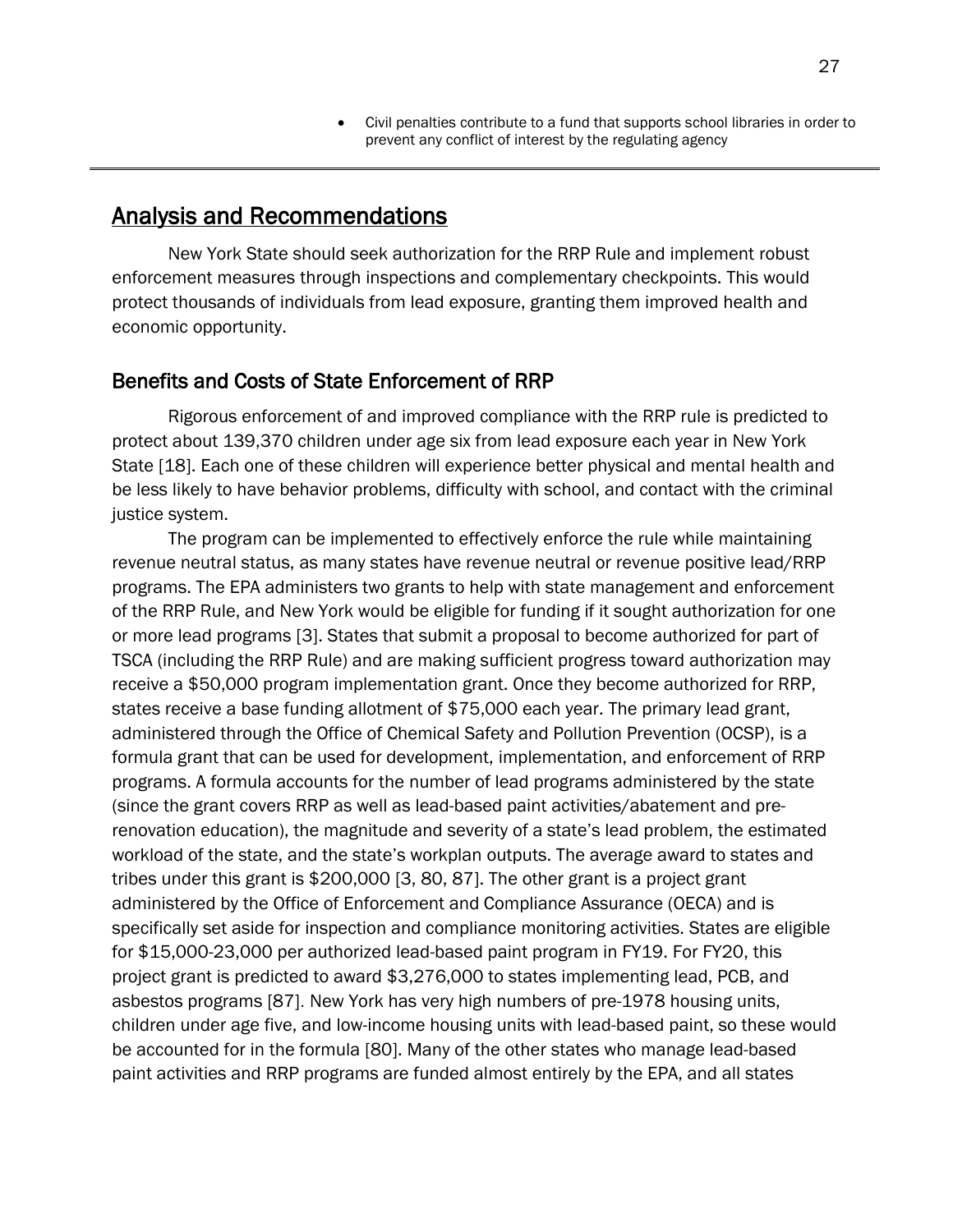- Civil penalties contribute to a fund that supports school libraries in order to prevent any conflict of interest by the regulating agency

---

# Analysis and Recommendations

New York State should seek authorization for the RRP Rule and implement robust enforcement measures through inspections and complementary checkpoints. This would protect thousands of individuals from lead exposure, granting them improved health and economic opportunity.

## Benefits and Costs of State Enforcement of RRP

Rigorous enforcement of and improved compliance with the RRP rule is predicted to protect about 139,370 children under age six from lead exposure each year in New York State [18]. Each one of these children will experience better physical and mental health and be less likely to have behavior problems, difficulty with school, and contact with the criminal justice system.

The program can be implemented to effectively enforce the rule while maintaining revenue neutral status, as many states have revenue neutral or revenue positive lead/RRP programs. The EPA administers two grants to help with state management and enforcement of the RRP Rule, and New York would be eligible for funding if it sought authorization for one or more lead programs [3]. States that submit a proposal to become authorized for part of TSCA (including the RRP Rule) and are making sufficient progress toward authorization may receive a $50,000 program implementation grant. Once they become authorized for RRP, states receive a base funding allotment of $75,000 each year. The primary lead grant, administered through the Office of Chemical Safety and Pollution Prevention (OCSP), is a formula grant that can be used for development, implementation, and enforcement of RRP programs. A formula accounts for the number of lead programs administered by the state (since the grant covers RRP as well as lead-based paint activities/abatement and pre-renovation education), the magnitude and severity of a state's lead problem, the estimated workload of the state, and the state's workplan outputs. The average award to states and tribes under this grant is $200,000 [3, 80, 87]. The other grant is a project grant administered by the Office of Enforcement and Compliance Assurance (OECA) and is specifically set aside for inspection and compliance monitoring activities. States are eligible for $15,000-23,000 per authorized lead-based paint program in FY19. For FY20, this project grant is predicted to award $3,276,000 to states implementing lead, PCB, and asbestos programs [87]. New York has very high numbers of pre-1978 housing units, children under age five, and low-income housing units with lead-based paint, so these would be accounted for in the formula [80]. Many of the other states who manage lead-based paint activities and RRP programs are funded almost entirely by the EPA, and all states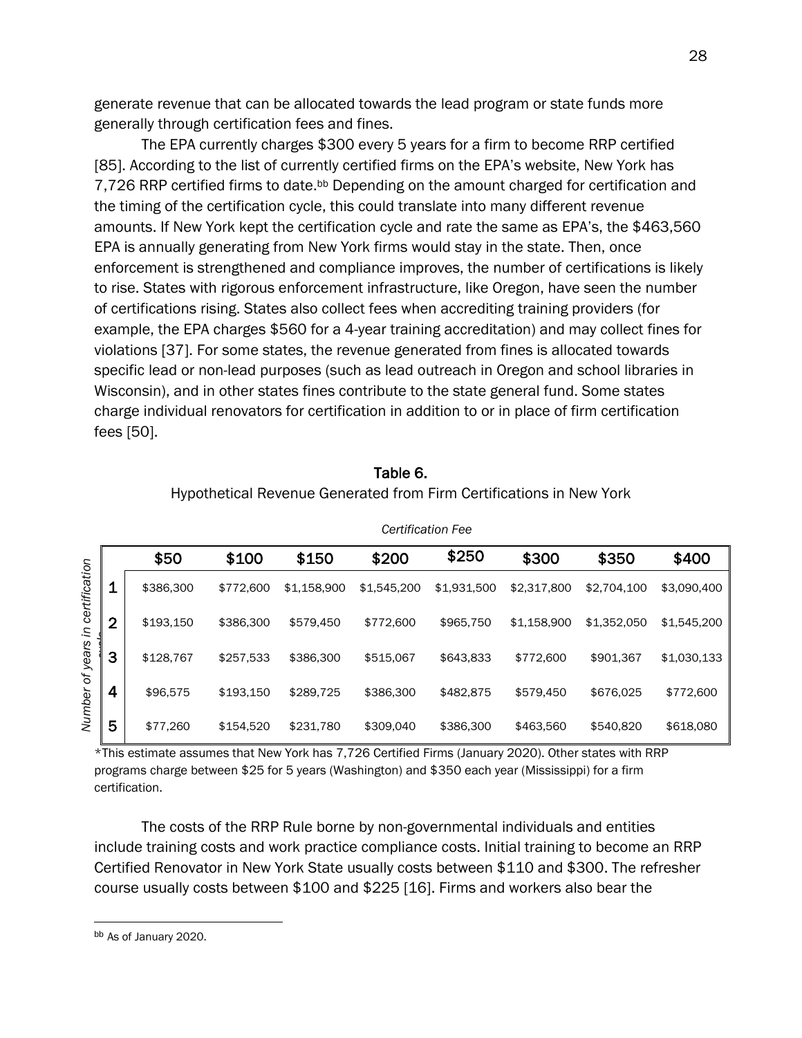generate revenue that can be allocated towards the lead program or state funds more generally through certification fees and fines.

The EPA currently charges $300 every 5 years for a firm to become RRP certified [85]. According to the list of currently certified firms on the EPA's website, New York has 7,726 RRP certified firms to date.[bb] Depending on the amount charged for certification and the timing of the certification cycle, this could translate into many different revenue amounts. If New York kept the certification cycle and rate the same as EPA's, the $463,560 EPA is annually generating from New York firms would stay in the state. Then, once enforcement is strengthened and compliance improves, the number of certifications is likely to rise. States with rigorous enforcement infrastructure, like Oregon, have seen the number of certifications rising. States also collect fees when accrediting training providers (for example, the EPA charges $560 for a 4-year training accreditation) and may collect fines for violations [37]. For some states, the revenue generated from fines is allocated towards specific lead or non-lead purposes (such as lead outreach in Oregon and school libraries in Wisconsin), and in other states fines contribute to the state general fund. Some states charge individual renovators for certification in addition to or in place of firm certification fees [50].

**Table 6.**

Hypothetical Revenue Generated from Firm Certifications in New York

| *Number of years in certification cycle* | *Certification Fee* | | | | | | | |
|---|---|---|---|---|---|---|---|---|
| | **$50** | **$100** | **$150** | **$200** | **$250** | **$300** | **$350** | **$400** |
| **1** | $386,300 | $772,600 | $1,158,900 | $1,545,200 | $1,931,500 | $2,317,800 | $2,704,100 | $3,090,400 |
| **2** | $193,150 | $386,300 | $579,450 | $772,600 | $965,750 | $1,158,900 | $1,352,050 | $1,545,200 |
| **3** | $128,767 | $257,533 | $386,300 | $515,067 | $643,833 | $772,600 | $901,367 | $1,030,133 |
| **4** | $96,575 | $193,150 | $289,725 | $386,300 | $482,875 | $579,450 | $676,025 | $772,600 |
| **5** | $77,260 | $154,520 | $231,780 | $309,040 | $386,300 | $463,560 | $540,820 | $618,080 |

*This estimate assumes that New York has 7,726 Certified Firms (January 2020). Other states with RRP programs charge between $25 for 5 years (Washington) and $350 each year (Mississippi) for a firm certification.

The costs of the RRP Rule borne by non-governmental individuals and entities include training costs and work practice compliance costs. Initial training to become an RRP Certified Renovator in New York State usually costs between $110 and $300. The refresher course usually costs between $100 and $225 [16]. Firms and workers also bear the

[bb] As of January 2020.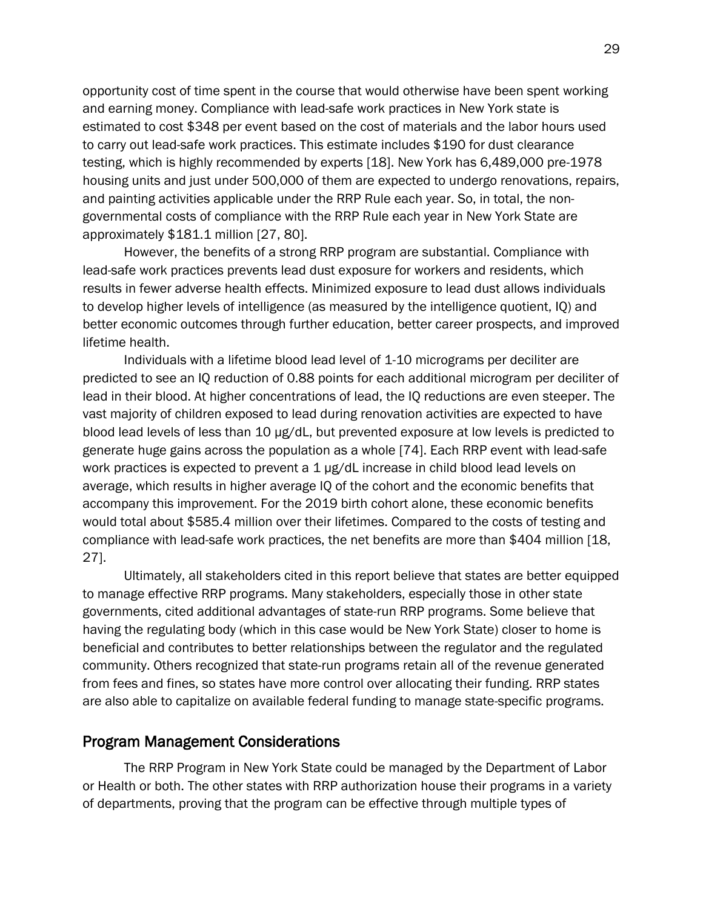opportunity cost of time spent in the course that would otherwise have been spent working and earning money. Compliance with lead-safe work practices in New York state is estimated to cost $348 per event based on the cost of materials and the labor hours used to carry out lead-safe work practices. This estimate includes $190 for dust clearance testing, which is highly recommended by experts [18]. New York has 6,489,000 pre-1978 housing units and just under 500,000 of them are expected to undergo renovations, repairs, and painting activities applicable under the RRP Rule each year. So, in total, the non-governmental costs of compliance with the RRP Rule each year in New York State are approximately $181.1 million [27, 80].

However, the benefits of a strong RRP program are substantial. Compliance with lead-safe work practices prevents lead dust exposure for workers and residents, which results in fewer adverse health effects. Minimized exposure to lead dust allows individuals to develop higher levels of intelligence (as measured by the intelligence quotient, IQ) and better economic outcomes through further education, better career prospects, and improved lifetime health.

Individuals with a lifetime blood lead level of 1-10 micrograms per deciliter are predicted to see an IQ reduction of 0.88 points for each additional microgram per deciliter of lead in their blood. At higher concentrations of lead, the IQ reductions are even steeper. The vast majority of children exposed to lead during renovation activities are expected to have blood lead levels of less than 10 μg/dL, but prevented exposure at low levels is predicted to generate huge gains across the population as a whole [74]. Each RRP event with lead-safe work practices is expected to prevent a 1 μg/dL increase in child blood lead levels on average, which results in higher average IQ of the cohort and the economic benefits that accompany this improvement. For the 2019 birth cohort alone, these economic benefits would total about $585.4 million over their lifetimes. Compared to the costs of testing and compliance with lead-safe work practices, the net benefits are more than $404 million [18, 27].

Ultimately, all stakeholders cited in this report believe that states are better equipped to manage effective RRP programs. Many stakeholders, especially those in other state governments, cited additional advantages of state-run RRP programs. Some believe that having the regulating body (which in this case would be New York State) closer to home is beneficial and contributes to better relationships between the regulator and the regulated community. Others recognized that state-run programs retain all of the revenue generated from fees and fines, so states have more control over allocating their funding. RRP states are also able to capitalize on available federal funding to manage state-specific programs.

## Program Management Considerations

The RRP Program in New York State could be managed by the Department of Labor or Health or both. The other states with RRP authorization house their programs in a variety of departments, proving that the program can be effective through multiple types of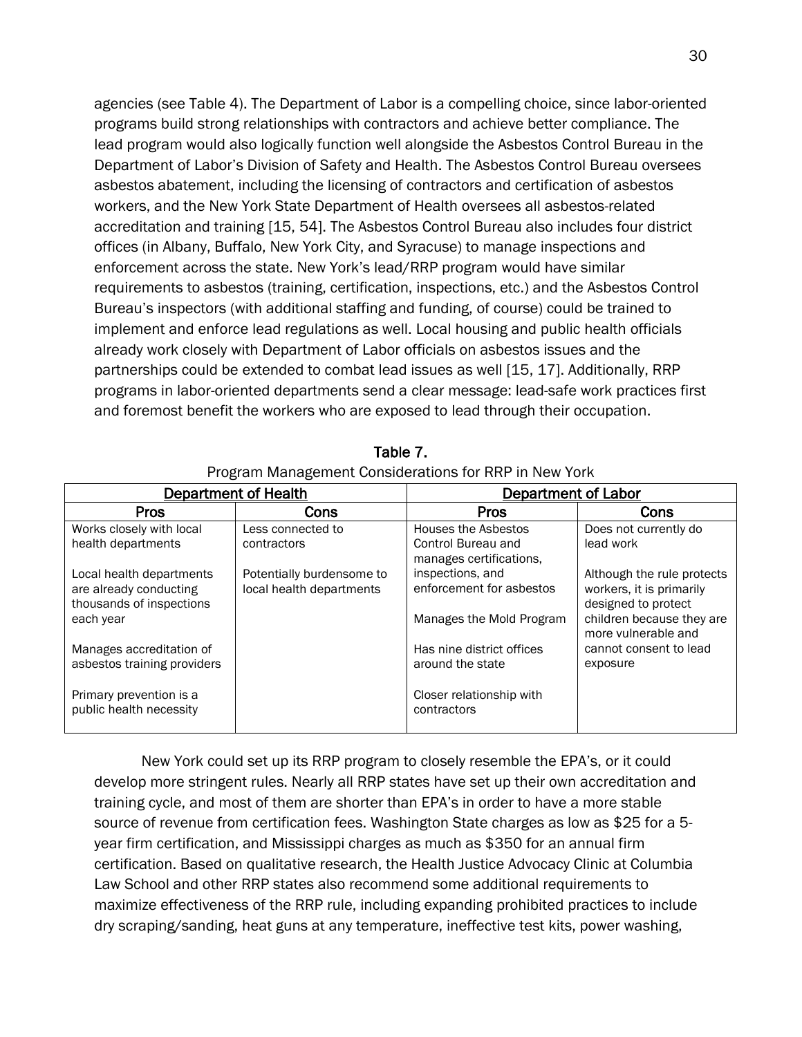agencies (see Table 4). The Department of Labor is a compelling choice, since labor-oriented programs build strong relationships with contractors and achieve better compliance. The lead program would also logically function well alongside the Asbestos Control Bureau in the Department of Labor's Division of Safety and Health. The Asbestos Control Bureau oversees asbestos abatement, including the licensing of contractors and certification of asbestos workers, and the New York State Department of Health oversees all asbestos-related accreditation and training [15, 54]. The Asbestos Control Bureau also includes four district offices (in Albany, Buffalo, New York City, and Syracuse) to manage inspections and enforcement across the state. New York's lead/RRP program would have similar requirements to asbestos (training, certification, inspections, etc.) and the Asbestos Control Bureau's inspectors (with additional staffing and funding, of course) could be trained to implement and enforce lead regulations as well. Local housing and public health officials already work closely with Department of Labor officials on asbestos issues and the partnerships could be extended to combat lead issues as well [15, 17]. Additionally, RRP programs in labor-oriented departments send a clear message: lead-safe work practices first and foremost benefit the workers who are exposed to lead through their occupation.

**Table 7.**
Program Management Considerations for RRP in New York

| Department of Health | | Department of Labor | |
|---|---|---|---|
| **Pros** | **Cons** | **Pros** | **Cons** |
| Works closely with local health departments<br><br>Local health departments are already conducting thousands of inspections each year<br><br>Manages accreditation of asbestos training providers<br><br>Primary prevention is a public health necessity | Less connected to contractors<br><br>Potentially burdensome to local health departments | Houses the Asbestos Control Bureau and manages certifications, inspections, and enforcement for asbestos<br><br>Manages the Mold Program<br><br>Has nine district offices around the state<br><br>Closer relationship with contractors | Does not currently do lead work<br><br>Although the rule protects workers, it is primarily designed to protect children because they are more vulnerable and cannot consent to lead exposure |

New York could set up its RRP program to closely resemble the EPA's, or it could develop more stringent rules. Nearly all RRP states have set up their own accreditation and training cycle, and most of them are shorter than EPA's in order to have a more stable source of revenue from certification fees. Washington State charges as low as $25 for a 5-year firm certification, and Mississippi charges as much as $350 for an annual firm certification. Based on qualitative research, the Health Justice Advocacy Clinic at Columbia Law School and other RRP states also recommend some additional requirements to maximize effectiveness of the RRP rule, including expanding prohibited practices to include dry scraping/sanding, heat guns at any temperature, ineffective test kits, power washing,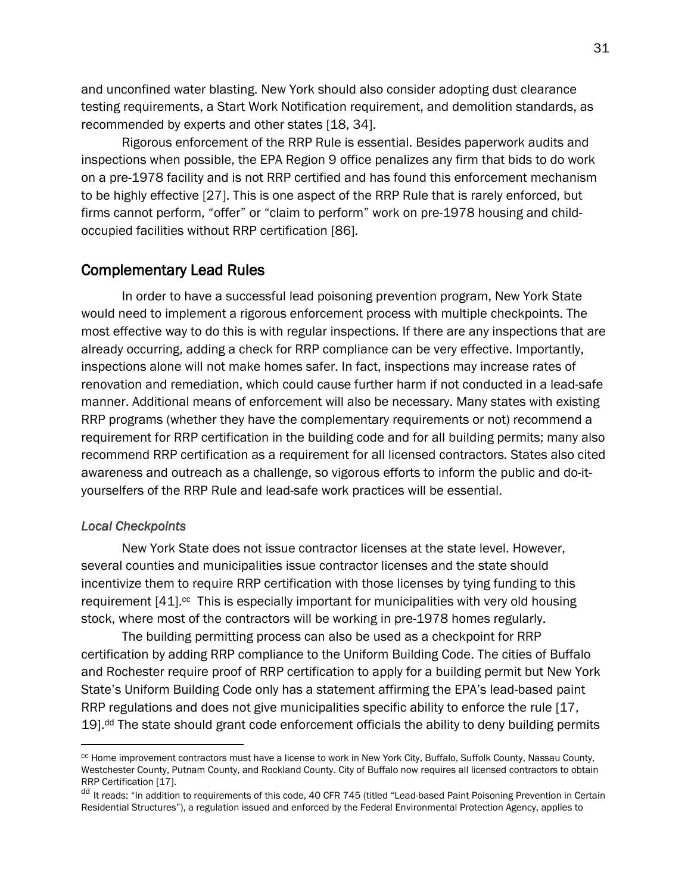and unconfined water blasting. New York should also consider adopting dust clearance testing requirements, a Start Work Notification requirement, and demolition standards, as recommended by experts and other states [18, 34].

Rigorous enforcement of the RRP Rule is essential. Besides paperwork audits and inspections when possible, the EPA Region 9 office penalizes any firm that bids to do work on a pre-1978 facility and is not RRP certified and has found this enforcement mechanism to be highly effective [27]. This is one aspect of the RRP Rule that is rarely enforced, but firms cannot perform, "offer" or "claim to perform" work on pre-1978 housing and child-occupied facilities without RRP certification [86].

## Complementary Lead Rules

In order to have a successful lead poisoning prevention program, New York State would need to implement a rigorous enforcement process with multiple checkpoints. The most effective way to do this is with regular inspections. If there are any inspections that are already occurring, adding a check for RRP compliance can be very effective. Importantly, inspections alone will not make homes safer. In fact, inspections may increase rates of renovation and remediation, which could cause further harm if not conducted in a lead-safe manner. Additional means of enforcement will also be necessary. Many states with existing RRP programs (whether they have the complementary requirements or not) recommend a requirement for RRP certification in the building code and for all building permits; many also recommend RRP certification as a requirement for all licensed contractors. States also cited awareness and outreach as a challenge, so vigorous efforts to inform the public and do-it-yourselfers of the RRP Rule and lead-safe work practices will be essential.

### *Local Checkpoints*

New York State does not issue contractor licenses at the state level. However, several counties and municipalities issue contractor licenses and the state should incentivize them to require RRP certification with those licenses by tying funding to this requirement [41].[cc] This is especially important for municipalities with very old housing stock, where most of the contractors will be working in pre-1978 homes regularly.

The building permitting process can also be used as a checkpoint for RRP certification by adding RRP compliance to the Uniform Building Code. The cities of Buffalo and Rochester require proof of RRP certification to apply for a building permit but New York State's Uniform Building Code only has a statement affirming the EPA's lead-based paint RRP regulations and does not give municipalities specific ability to enforce the rule [17, 19].[dd] The state should grant code enforcement officials the ability to deny building permits

---

[cc] Home improvement contractors must have a license to work in New York City, Buffalo, Suffolk County, Nassau County, Westchester County, Putnam County, and Rockland County. City of Buffalo now requires all licensed contractors to obtain RRP Certification [17].

[dd] It reads: "In addition to requirements of this code, 40 CFR 745 (titled "Lead-based Paint Poisoning Prevention in Certain Residential Structures"), a regulation issued and enforced by the Federal Environmental Protection Agency, applies to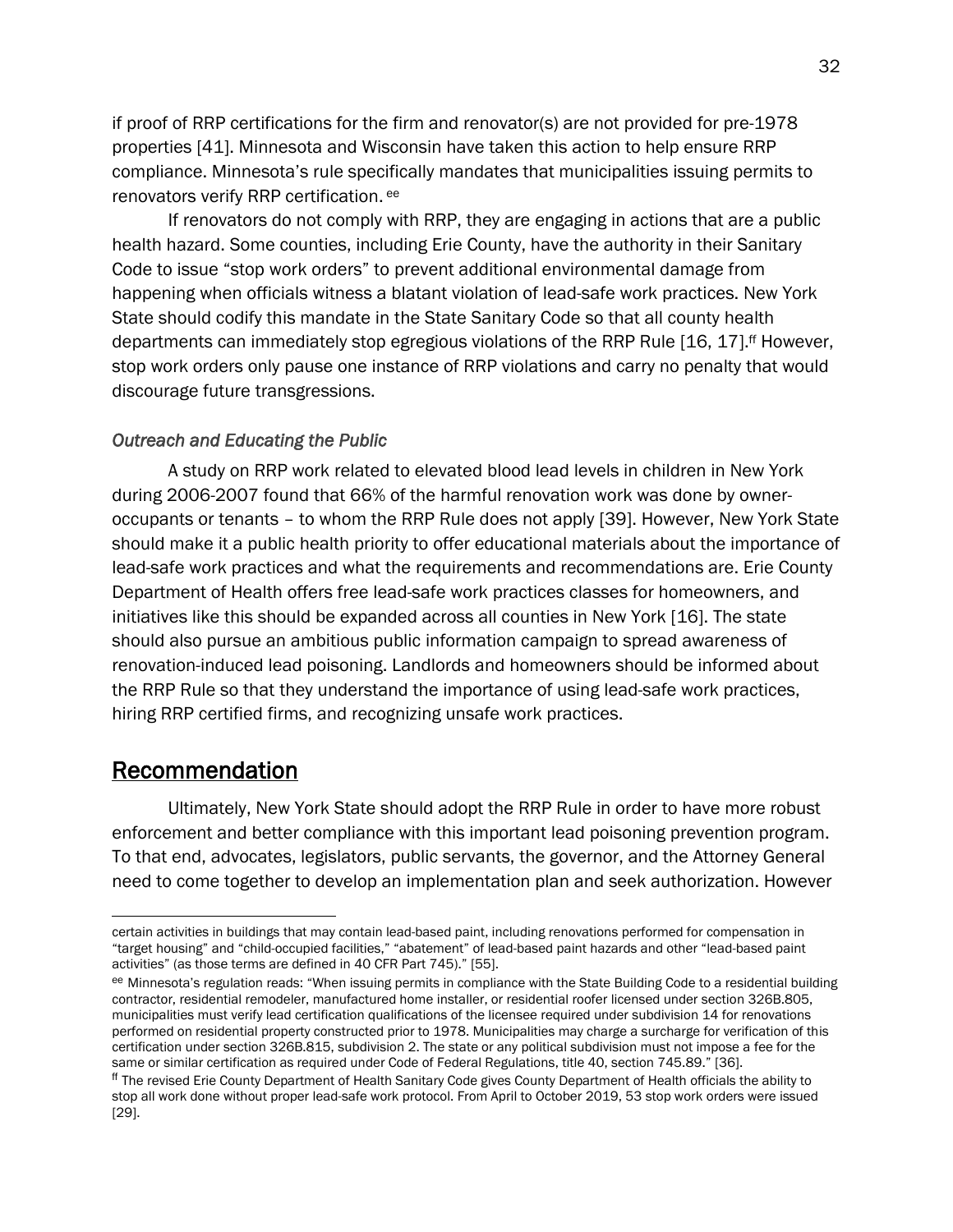if proof of RRP certifications for the firm and renovator(s) are not provided for pre-1978 properties [41]. Minnesota and Wisconsin have taken this action to help ensure RRP compliance. Minnesota's rule specifically mandates that municipalities issuing permits to renovators verify RRP certification. [ee]

If renovators do not comply with RRP, they are engaging in actions that are a public health hazard. Some counties, including Erie County, have the authority in their Sanitary Code to issue "stop work orders" to prevent additional environmental damage from happening when officials witness a blatant violation of lead-safe work practices. New York State should codify this mandate in the State Sanitary Code so that all county health departments can immediately stop egregious violations of the RRP Rule [16, 17].[ff] However, stop work orders only pause one instance of RRP violations and carry no penalty that would discourage future transgressions.

*Outreach and Educating the Public*

A study on RRP work related to elevated blood lead levels in children in New York during 2006-2007 found that 66% of the harmful renovation work was done by owner-occupants or tenants – to whom the RRP Rule does not apply [39]. However, New York State should make it a public health priority to offer educational materials about the importance of lead-safe work practices and what the requirements and recommendations are. Erie County Department of Health offers free lead-safe work practices classes for homeowners, and initiatives like this should be expanded across all counties in New York [16]. The state should also pursue an ambitious public information campaign to spread awareness of renovation-induced lead poisoning. Landlords and homeowners should be informed about the RRP Rule so that they understand the importance of using lead-safe work practices, hiring RRP certified firms, and recognizing unsafe work practices.

## Recommendation

Ultimately, New York State should adopt the RRP Rule in order to have more robust enforcement and better compliance with this important lead poisoning prevention program. To that end, advocates, legislators, public servants, the governor, and the Attorney General need to come together to develop an implementation plan and seek authorization. However

---

certain activities in buildings that may contain lead-based paint, including renovations performed for compensation in "target housing" and "child-occupied facilities," "abatement" of lead-based paint hazards and other "lead-based paint activities" (as those terms are defined in 40 CFR Part 745)." [55].

[ee] Minnesota's regulation reads: "When issuing permits in compliance with the State Building Code to a residential building contractor, residential remodeler, manufactured home installer, or residential roofer licensed under section 326B.805, municipalities must verify lead certification qualifications of the licensee required under subdivision 14 for renovations performed on residential property constructed prior to 1978. Municipalities may charge a surcharge for verification of this certification under section 326B.815, subdivision 2. The state or any political subdivision must not impose a fee for the same or similar certification as required under Code of Federal Regulations, title 40, section 745.89." [36].

[ff] The revised Erie County Department of Health Sanitary Code gives County Department of Health officials the ability to stop all work done without proper lead-safe work protocol. From April to October 2019, 53 stop work orders were issued [29].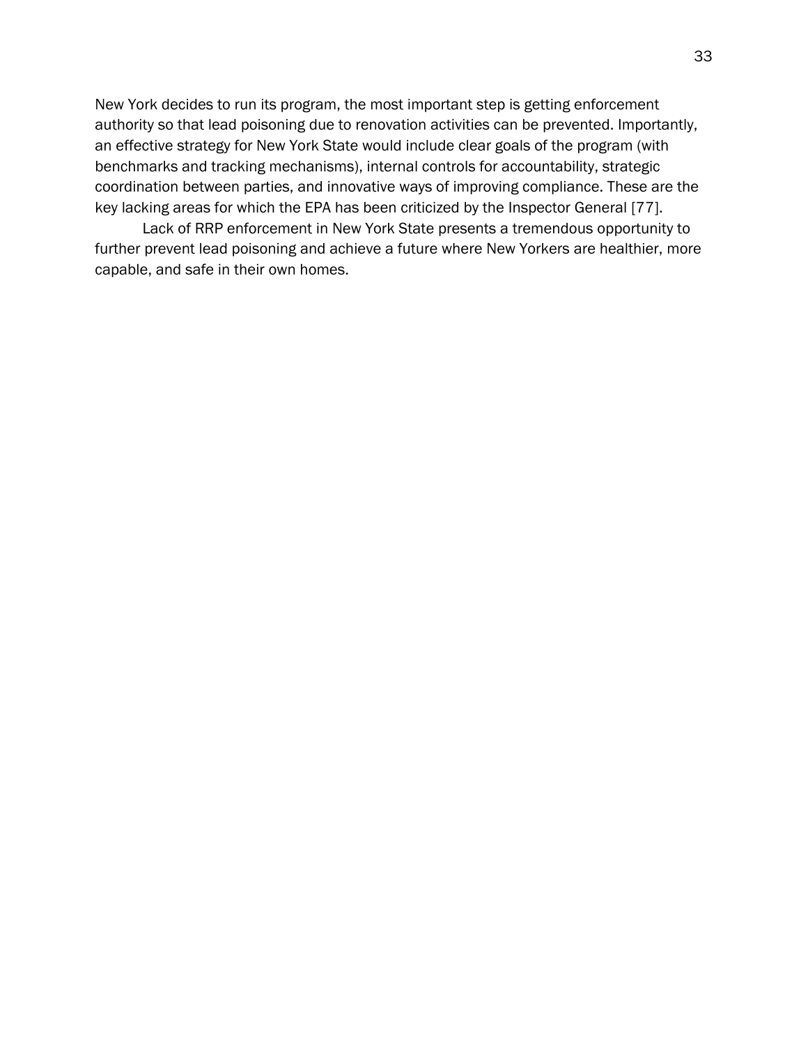New York decides to run its program, the most important step is getting enforcement authority so that lead poisoning due to renovation activities can be prevented. Importantly, an effective strategy for New York State would include clear goals of the program (with benchmarks and tracking mechanisms), internal controls for accountability, strategic coordination between parties, and innovative ways of improving compliance. These are the key lacking areas for which the EPA has been criticized by the Inspector General [77].

Lack of RRP enforcement in New York State presents a tremendous opportunity to further prevent lead poisoning and achieve a future where New Yorkers are healthier, more capable, and safe in their own homes.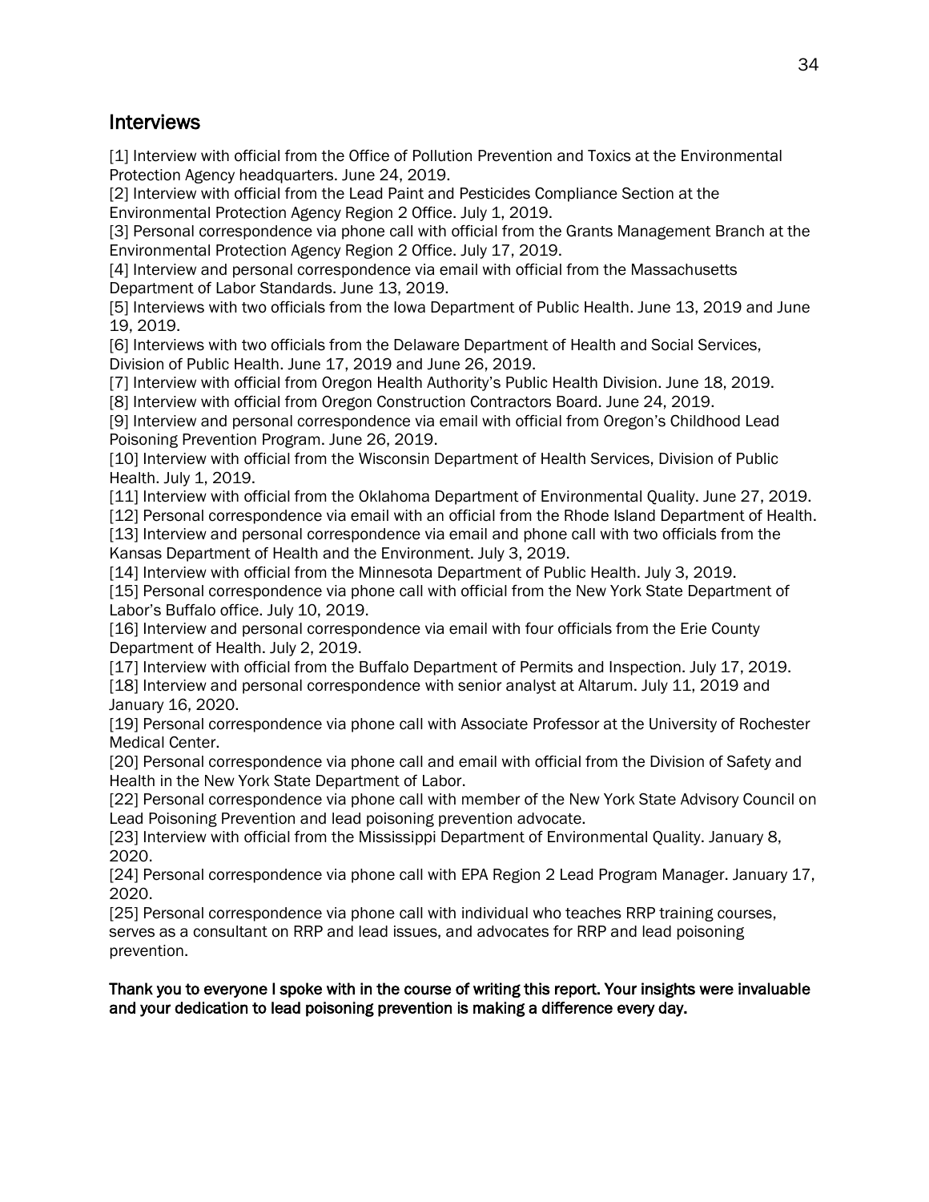## Interviews

[1] Interview with official from the Office of Pollution Prevention and Toxics at the Environmental Protection Agency headquarters. June 24, 2019.

[2] Interview with official from the Lead Paint and Pesticides Compliance Section at the Environmental Protection Agency Region 2 Office. July 1, 2019.

[3] Personal correspondence via phone call with official from the Grants Management Branch at the Environmental Protection Agency Region 2 Office. July 17, 2019.

[4] Interview and personal correspondence via email with official from the Massachusetts Department of Labor Standards. June 13, 2019.

[5] Interviews with two officials from the Iowa Department of Public Health. June 13, 2019 and June 19, 2019.

[6] Interviews with two officials from the Delaware Department of Health and Social Services, Division of Public Health. June 17, 2019 and June 26, 2019.

[7] Interview with official from Oregon Health Authority's Public Health Division. June 18, 2019.

[8] Interview with official from Oregon Construction Contractors Board. June 24, 2019.

[9] Interview and personal correspondence via email with official from Oregon's Childhood Lead Poisoning Prevention Program. June 26, 2019.

[10] Interview with official from the Wisconsin Department of Health Services, Division of Public Health. July 1, 2019.

[11] Interview with official from the Oklahoma Department of Environmental Quality. June 27, 2019.

[12] Personal correspondence via email with an official from the Rhode Island Department of Health.

[13] Interview and personal correspondence via email and phone call with two officials from the Kansas Department of Health and the Environment. July 3, 2019.

[14] Interview with official from the Minnesota Department of Public Health. July 3, 2019.

[15] Personal correspondence via phone call with official from the New York State Department of Labor's Buffalo office. July 10, 2019.

[16] Interview and personal correspondence via email with four officials from the Erie County Department of Health. July 2, 2019.

[17] Interview with official from the Buffalo Department of Permits and Inspection. July 17, 2019.

[18] Interview and personal correspondence with senior analyst at Altarum. July 11, 2019 and January 16, 2020.

[19] Personal correspondence via phone call with Associate Professor at the University of Rochester Medical Center.

[20] Personal correspondence via phone call and email with official from the Division of Safety and Health in the New York State Department of Labor.

[22] Personal correspondence via phone call with member of the New York State Advisory Council on Lead Poisoning Prevention and lead poisoning prevention advocate.

[23] Interview with official from the Mississippi Department of Environmental Quality. January 8, 2020.

[24] Personal correspondence via phone call with EPA Region 2 Lead Program Manager. January 17, 2020.

[25] Personal correspondence via phone call with individual who teaches RRP training courses, serves as a consultant on RRP and lead issues, and advocates for RRP and lead poisoning prevention.

**Thank you to everyone I spoke with in the course of writing this report. Your insights were invaluable and your dedication to lead poisoning prevention is making a difference every day.**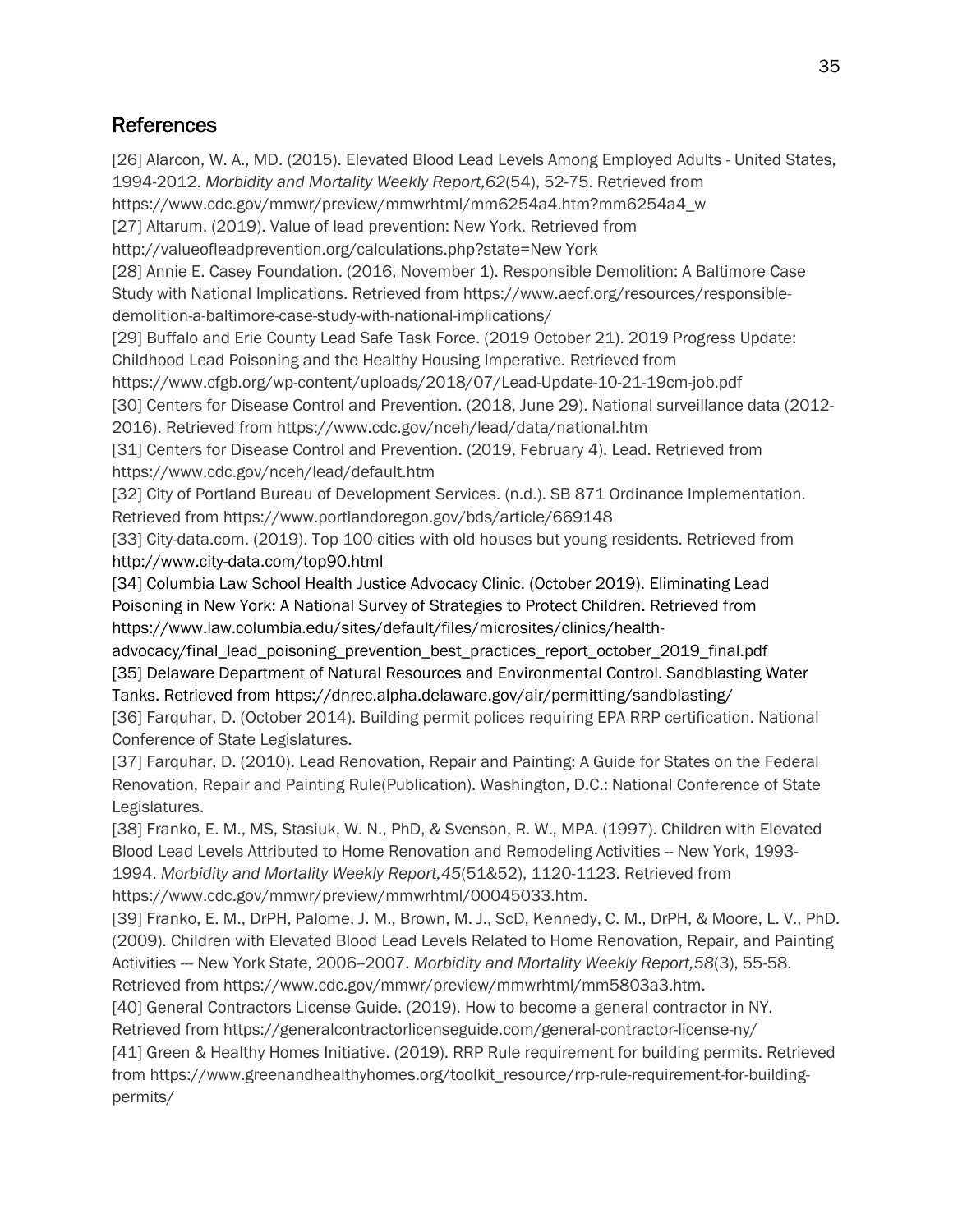## References

[26] Alarcon, W. A., MD. (2015). Elevated Blood Lead Levels Among Employed Adults - United States, 1994-2012. *Morbidity and Mortality Weekly Report,62*(54), 52-75. Retrieved from https://www.cdc.gov/mmwr/preview/mmwrhtml/mm6254a4.htm?mm6254a4_w

[27] Altarum. (2019). Value of lead prevention: New York. Retrieved from http://valueofleadprevention.org/calculations.php?state=New York

[28] Annie E. Casey Foundation. (2016, November 1). Responsible Demolition: A Baltimore Case Study with National Implications. Retrieved from https://www.aecf.org/resources/responsible-demolition-a-baltimore-case-study-with-national-implications/

[29] Buffalo and Erie County Lead Safe Task Force. (2019 October 21). 2019 Progress Update: Childhood Lead Poisoning and the Healthy Housing Imperative. Retrieved from https://www.cfgb.org/wp-content/uploads/2018/07/Lead-Update-10-21-19cm-job.pdf

[30] Centers for Disease Control and Prevention. (2018, June 29). National surveillance data (2012-2016). Retrieved from https://www.cdc.gov/nceh/lead/data/national.htm

[31] Centers for Disease Control and Prevention. (2019, February 4). Lead. Retrieved from https://www.cdc.gov/nceh/lead/default.htm

[32] City of Portland Bureau of Development Services. (n.d.). SB 871 Ordinance Implementation. Retrieved from https://www.portlandoregon.gov/bds/article/669148

[33] City-data.com. (2019). Top 100 cities with old houses but young residents. Retrieved from http://www.city-data.com/top90.html

[34] Columbia Law School Health Justice Advocacy Clinic. (October 2019). Eliminating Lead Poisoning in New York: A National Survey of Strategies to Protect Children. Retrieved from https://www.law.columbia.edu/sites/default/files/microsites/clinics/health-advocacy/final_lead_poisoning_prevention_best_practices_report_october_2019_final.pdf

[35] Delaware Department of Natural Resources and Environmental Control. Sandblasting Water Tanks. Retrieved from https://dnrec.alpha.delaware.gov/air/permitting/sandblasting/

[36] Farquhar, D. (October 2014). Building permit polices requiring EPA RRP certification. National Conference of State Legislatures.

[37] Farquhar, D. (2010). Lead Renovation, Repair and Painting: A Guide for States on the Federal Renovation, Repair and Painting Rule(Publication). Washington, D.C.: National Conference of State Legislatures.

[38] Franko, E. M., MS, Stasiuk, W. N., PhD, & Svenson, R. W., MPA. (1997). Children with Elevated Blood Lead Levels Attributed to Home Renovation and Remodeling Activities -- New York, 1993-1994. *Morbidity and Mortality Weekly Report,45*(51&52), 1120-1123. Retrieved from https://www.cdc.gov/mmwr/preview/mmwrhtml/00045033.htm.

[39] Franko, E. M., DrPH, Palome, J. M., Brown, M. J., ScD, Kennedy, C. M., DrPH, & Moore, L. V., PhD. (2009). Children with Elevated Blood Lead Levels Related to Home Renovation, Repair, and Painting Activities --- New York State, 2006--2007. *Morbidity and Mortality Weekly Report,58*(3), 55-58. Retrieved from https://www.cdc.gov/mmwr/preview/mmwrhtml/mm5803a3.htm.

[40] General Contractors License Guide. (2019). How to become a general contractor in NY. Retrieved from https://generalcontractorlicenseguide.com/general-contractor-license-ny/

[41] Green & Healthy Homes Initiative. (2019). RRP Rule requirement for building permits. Retrieved from https://www.greenandhealthyhomes.org/toolkit_resource/rrp-rule-requirement-for-building-permits/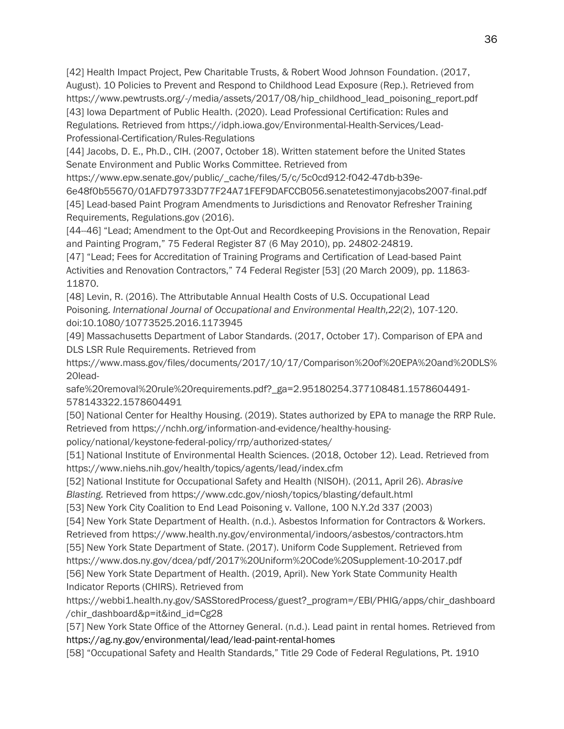[42] Health Impact Project, Pew Charitable Trusts, & Robert Wood Johnson Foundation. (2017, August). 10 Policies to Prevent and Respond to Childhood Lead Exposure (Rep.). Retrieved from https://www.pewtrusts.org/-/media/assets/2017/08/hip_childhood_lead_poisoning_report.pdf

[43] Iowa Department of Public Health. (2020). Lead Professional Certification: Rules and Regulations*.* Retrieved from https://idph.iowa.gov/Environmental-Health-Services/Lead-Professional-Certification/Rules-Regulations

[44] Jacobs, D. E., Ph.D., CIH. (2007, October 18). Written statement before the United States Senate Environment and Public Works Committee. Retrieved from https://www.epw.senate.gov/public/_cache/files/5/c/5c0cd912-f042-47db-b39e-6e48f0b55670/01AFD79733D77F24A71FEF9DAFCCB056.senatetestimonyjacobs2007-final.pdf

[45] Lead-based Paint Program Amendments to Jurisdictions and Renovator Refresher Training Requirements, Regulations.gov (2016).

[44--46] "Lead; Amendment to the Opt-Out and Recordkeeping Provisions in the Renovation, Repair and Painting Program," 75 Federal Register 87 (6 May 2010), pp. 24802-24819.

[47] "Lead; Fees for Accreditation of Training Programs and Certification of Lead-based Paint Activities and Renovation Contractors," 74 Federal Register [53] (20 March 2009), pp. 11863-11870.

[48] Levin, R. (2016). The Attributable Annual Health Costs of U.S. Occupational Lead Poisoning. *International Journal of Occupational and Environmental Health,22*(2), 107-120. doi:10.1080/10773525.2016.1173945

[49] Massachusetts Department of Labor Standards. (2017, October 17). Comparison of EPA and DLS LSR Rule Requirements. Retrieved from https://www.mass.gov/files/documents/2017/10/17/Comparison%20of%20EPA%20and%20DLS%20lead-safe%20removal%20rule%20requirements.pdf?_ga=2.95180254.377108481.1578604491-578143322.1578604491

[50] National Center for Healthy Housing. (2019). States authorized by EPA to manage the RRP Rule. Retrieved from https://nchh.org/information-and-evidence/healthy-housing-policy/national/keystone-federal-policy/rrp/authorized-states/

[51] National Institute of Environmental Health Sciences. (2018, October 12). Lead. Retrieved from https://www.niehs.nih.gov/health/topics/agents/lead/index.cfm

[52] National Institute for Occupational Safety and Health (NISOH). (2011, April 26). *Abrasive Blasting.* Retrieved from https://www.cdc.gov/niosh/topics/blasting/default.html

[53] New York City Coalition to End Lead Poisoning v. Vallone, 100 N.Y.2d 337 (2003)

[54] New York State Department of Health. (n.d.). Asbestos Information for Contractors & Workers. Retrieved from https://www.health.ny.gov/environmental/indoors/asbestos/contractors.htm

[55] New York State Department of State. (2017). Uniform Code Supplement. Retrieved from https://www.dos.ny.gov/dcea/pdf/2017%20Uniform%20Code%20Supplement-10-2017.pdf

[56] New York State Department of Health. (2019, April). New York State Community Health Indicator Reports (CHIRS). Retrieved from https://webbi1.health.ny.gov/SASStoredProcess/guest?_program=/EBI/PHIG/apps/chir_dashboard/chir_dashboard&p=it&ind_id=Cg28

[57] New York State Office of the Attorney General. (n.d.). Lead paint in rental homes. Retrieved from https://ag.ny.gov/environmental/lead/lead-paint-rental-homes

[58] "Occupational Safety and Health Standards," Title 29 Code of Federal Regulations, Pt. 1910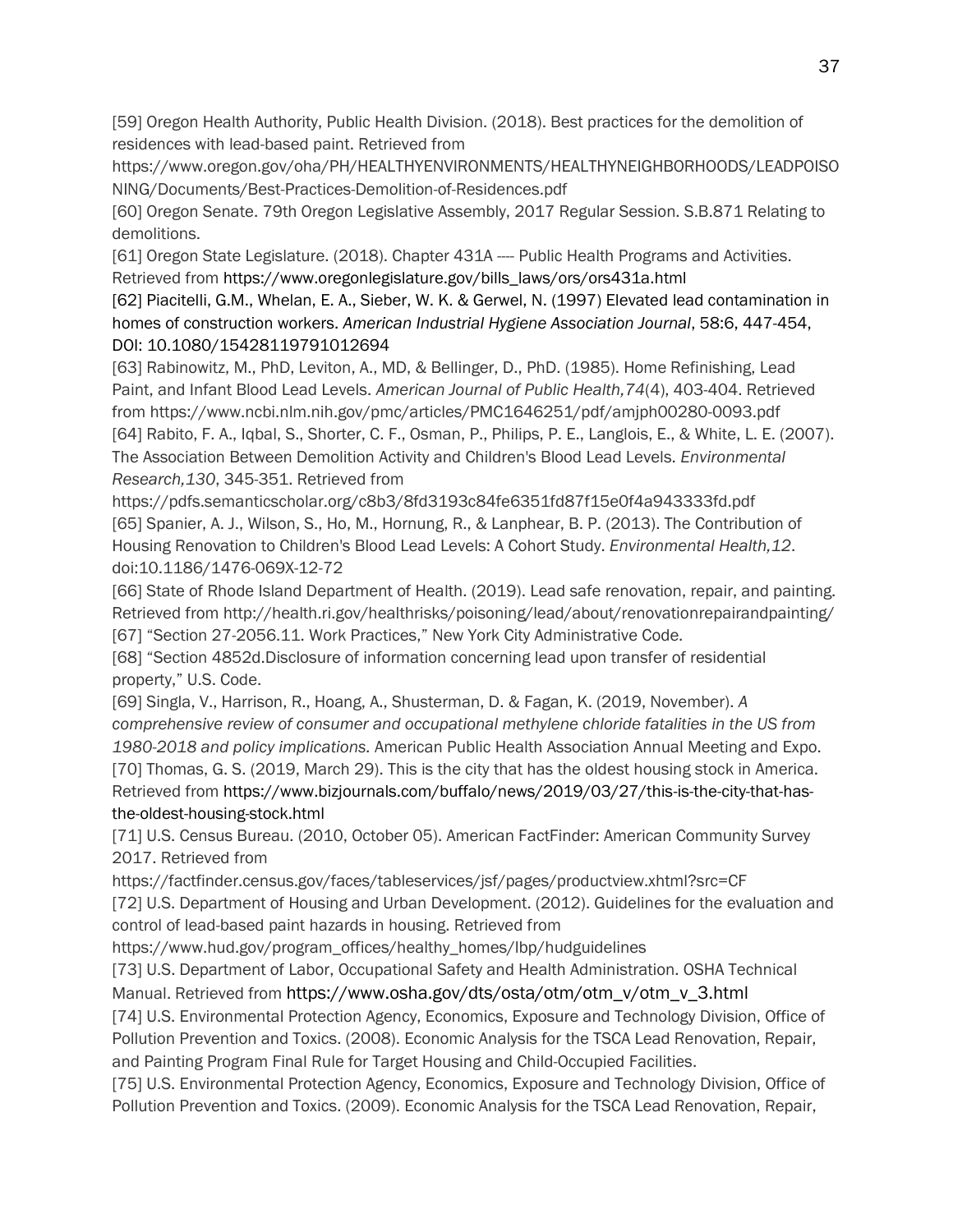[59] Oregon Health Authority, Public Health Division. (2018). Best practices for the demolition of residences with lead-based paint. Retrieved from https://www.oregon.gov/oha/PH/HEALTHYENVIRONMENTS/HEALTHYNEIGHBORHOODS/LEADPOISONING/Documents/Best-Practices-Demolition-of-Residences.pdf

[60] Oregon Senate. 79th Oregon Legislative Assembly, 2017 Regular Session. S.B.871 Relating to demolitions.

[61] Oregon State Legislature. (2018). Chapter 431A ---- Public Health Programs and Activities. Retrieved from https://www.oregonlegislature.gov/bills_laws/ors/ors431a.html

[62] Piacitelli, G.M., Whelan, E. A., Sieber, W. K. & Gerwel, N. (1997) Elevated lead contamination in homes of construction workers. *American Industrial Hygiene Association Journal*, 58:6, 447-454, DOI: 10.1080/15428119791012694

[63] Rabinowitz, M., PhD, Leviton, A., MD, & Bellinger, D., PhD. (1985). Home Refinishing, Lead Paint, and Infant Blood Lead Levels. *American Journal of Public Health,74*(4), 403-404. Retrieved from https://www.ncbi.nlm.nih.gov/pmc/articles/PMC1646251/pdf/amjph00280-0093.pdf

[64] Rabito, F. A., Iqbal, S., Shorter, C. F., Osman, P., Philips, P. E., Langlois, E., & White, L. E. (2007). The Association Between Demolition Activity and Children's Blood Lead Levels. *Environmental Research,130*, 345-351. Retrieved from https://pdfs.semanticscholar.org/c8b3/8fd3193c84fe6351fd87f15e0f4a943333fd.pdf

[65] Spanier, A. J., Wilson, S., Ho, M., Hornung, R., & Lanphear, B. P. (2013). The Contribution of Housing Renovation to Children's Blood Lead Levels: A Cohort Study. *Environmental Health,12*. doi:10.1186/1476-069X-12-72

[66] State of Rhode Island Department of Health. (2019). Lead safe renovation, repair, and painting. Retrieved from http://health.ri.gov/healthrisks/poisoning/lead/about/renovationrepairandpainting/

[67] "Section 27-2056.11. Work Practices," New York City Administrative Code.

[68] "Section 4852d.Disclosure of information concerning lead upon transfer of residential property," U.S. Code.

[69] Singla, V., Harrison, R., Hoang, A., Shusterman, D. & Fagan, K. (2019, November). *A comprehensive review of consumer and occupational methylene chloride fatalities in the US from 1980-2018 and policy implications.* American Public Health Association Annual Meeting and Expo.

[70] Thomas, G. S. (2019, March 29). This is the city that has the oldest housing stock in America. Retrieved from https://www.bizjournals.com/buffalo/news/2019/03/27/this-is-the-city-that-has-the-oldest-housing-stock.html

[71] U.S. Census Bureau. (2010, October 05). American FactFinder: American Community Survey 2017. Retrieved from https://factfinder.census.gov/faces/tableservices/jsf/pages/productview.xhtml?src=CF

[72] U.S. Department of Housing and Urban Development. (2012). Guidelines for the evaluation and control of lead-based paint hazards in housing. Retrieved from https://www.hud.gov/program_offices/healthy_homes/lbp/hudguidelines

[73] U.S. Department of Labor, Occupational Safety and Health Administration. OSHA Technical Manual. Retrieved from https://www.osha.gov/dts/osta/otm/otm_v/otm_v_3.html

[74] U.S. Environmental Protection Agency, Economics, Exposure and Technology Division, Office of Pollution Prevention and Toxics. (2008). Economic Analysis for the TSCA Lead Renovation, Repair, and Painting Program Final Rule for Target Housing and Child-Occupied Facilities.

[75] U.S. Environmental Protection Agency, Economics, Exposure and Technology Division, Office of Pollution Prevention and Toxics. (2009). Economic Analysis for the TSCA Lead Renovation, Repair,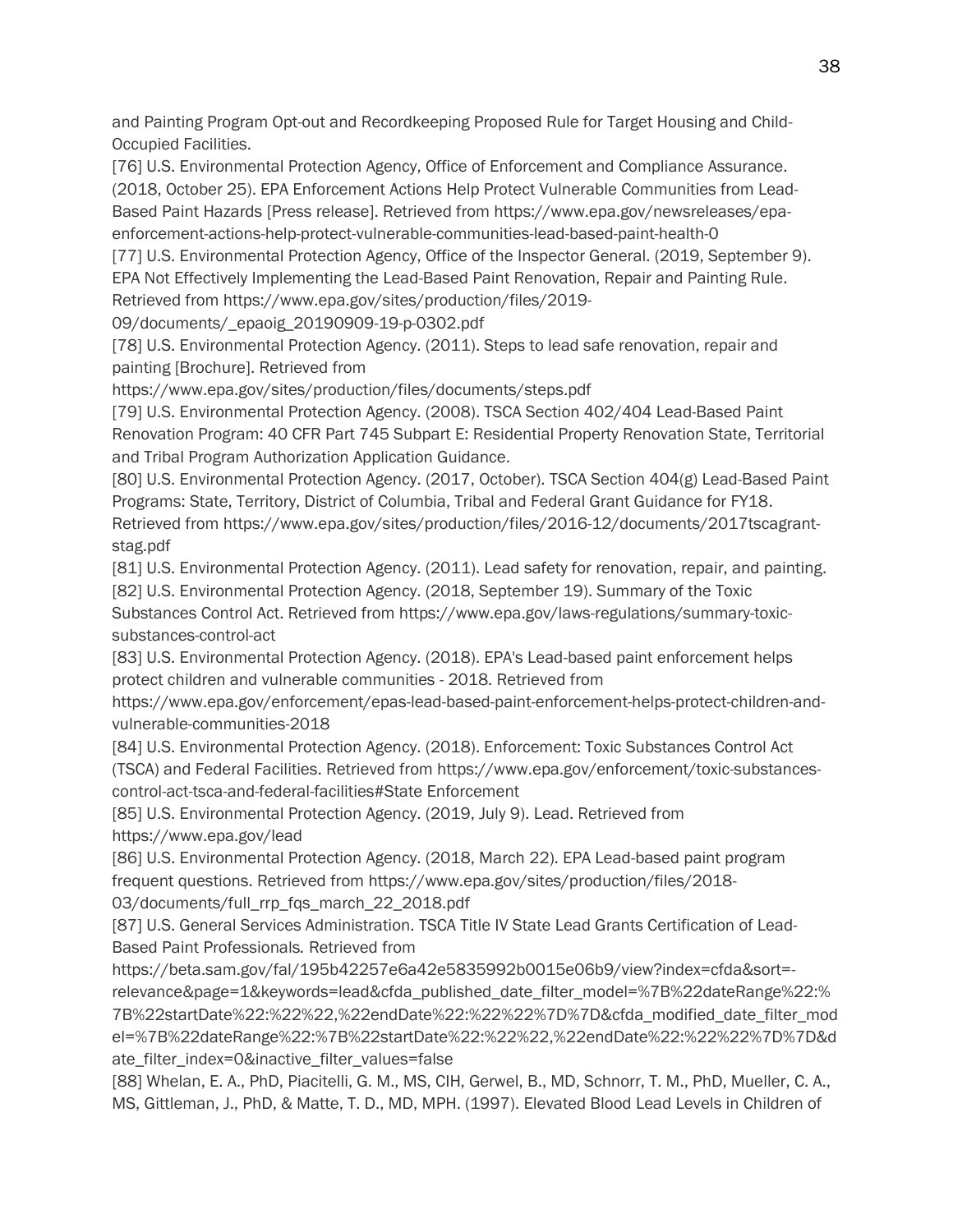and Painting Program Opt-out and Recordkeeping Proposed Rule for Target Housing and Child-Occupied Facilities.

[76] U.S. Environmental Protection Agency, Office of Enforcement and Compliance Assurance. (2018, October 25). EPA Enforcement Actions Help Protect Vulnerable Communities from Lead-Based Paint Hazards [Press release]. Retrieved from https://www.epa.gov/newsreleases/epa-enforcement-actions-help-protect-vulnerable-communities-lead-based-paint-health-0

[77] U.S. Environmental Protection Agency, Office of the Inspector General. (2019, September 9). EPA Not Effectively Implementing the Lead-Based Paint Renovation, Repair and Painting Rule. Retrieved from https://www.epa.gov/sites/production/files/2019-09/documents/_epaoig_20190909-19-p-0302.pdf

[78] U.S. Environmental Protection Agency. (2011). Steps to lead safe renovation, repair and painting [Brochure]. Retrieved from https://www.epa.gov/sites/production/files/documents/steps.pdf

[79] U.S. Environmental Protection Agency. (2008). TSCA Section 402/404 Lead-Based Paint Renovation Program: 40 CFR Part 745 Subpart E: Residential Property Renovation State, Territorial and Tribal Program Authorization Application Guidance.

[80] U.S. Environmental Protection Agency. (2017, October). TSCA Section 404(g) Lead-Based Paint Programs: State, Territory, District of Columbia, Tribal and Federal Grant Guidance for FY18. Retrieved from https://www.epa.gov/sites/production/files/2016-12/documents/2017tscagrant-stag.pdf

[81] U.S. Environmental Protection Agency. (2011). Lead safety for renovation, repair, and painting.

[82] U.S. Environmental Protection Agency. (2018, September 19). Summary of the Toxic Substances Control Act. Retrieved from https://www.epa.gov/laws-regulations/summary-toxic-substances-control-act

[83] U.S. Environmental Protection Agency. (2018). EPA's Lead-based paint enforcement helps protect children and vulnerable communities - 2018. Retrieved from https://www.epa.gov/enforcement/epas-lead-based-paint-enforcement-helps-protect-children-and-vulnerable-communities-2018

[84] U.S. Environmental Protection Agency. (2018). Enforcement: Toxic Substances Control Act (TSCA) and Federal Facilities. Retrieved from https://www.epa.gov/enforcement/toxic-substances-control-act-tsca-and-federal-facilities#State Enforcement

[85] U.S. Environmental Protection Agency. (2019, July 9). Lead. Retrieved from https://www.epa.gov/lead

[86] U.S. Environmental Protection Agency. (2018, March 22). EPA Lead-based paint program frequent questions. Retrieved from https://www.epa.gov/sites/production/files/2018-03/documents/full_rrp_fqs_march_22_2018.pdf

[87] U.S. General Services Administration. TSCA Title IV State Lead Grants Certification of Lead-Based Paint Professionals. Retrieved from https://beta.sam.gov/fal/195b42257e6a42e5835992b0015e06b9/view?index=cfda&sort=-relevance&page=1&keywords=lead&cfda_published_date_filter_model=%7B%22dateRange%22:%7B%22startDate%22:%22%22,%22endDate%22:%22%22%7D%7D&cfda_modified_date_filter_model=%7B%22dateRange%22:%7B%22startDate%22:%22%22,%22endDate%22:%22%22%7D%7D&date_filter_index=0&inactive_filter_values=false

[88] Whelan, E. A., PhD, Piacitelli, G. M., MS, CIH, Gerwel, B., MD, Schnorr, T. M., PhD, Mueller, C. A., MS, Gittleman, J., PhD, & Matte, T. D., MD, MPH. (1997). Elevated Blood Lead Levels in Children of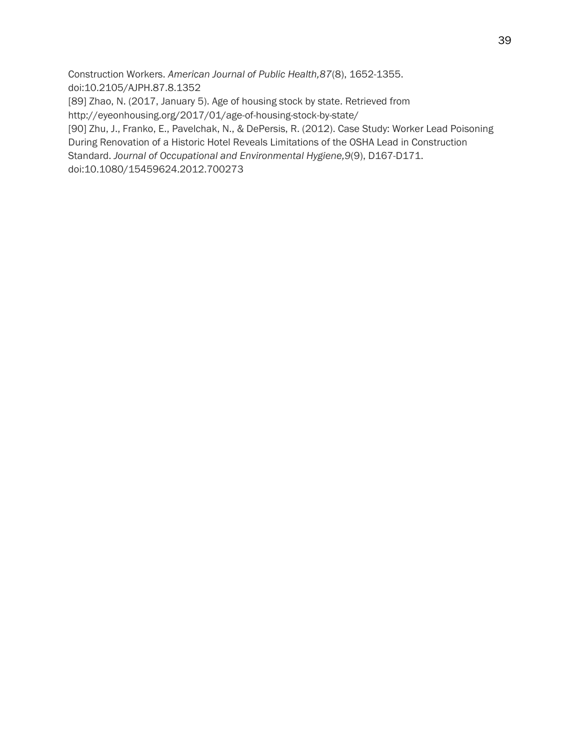Construction Workers. *American Journal of Public Health,87*(8), 1652-1355. doi:10.2105/AJPH.87.8.1352

[89] Zhao, N. (2017, January 5). Age of housing stock by state. Retrieved from http://eyeonhousing.org/2017/01/age-of-housing-stock-by-state/

[90] Zhu, J., Franko, E., Pavelchak, N., & DePersis, R. (2012). Case Study: Worker Lead Poisoning During Renovation of a Historic Hotel Reveals Limitations of the OSHA Lead in Construction Standard. *Journal of Occupational and Environmental Hygiene,9*(9), D167-D171. doi:10.1080/15459624.2012.700273